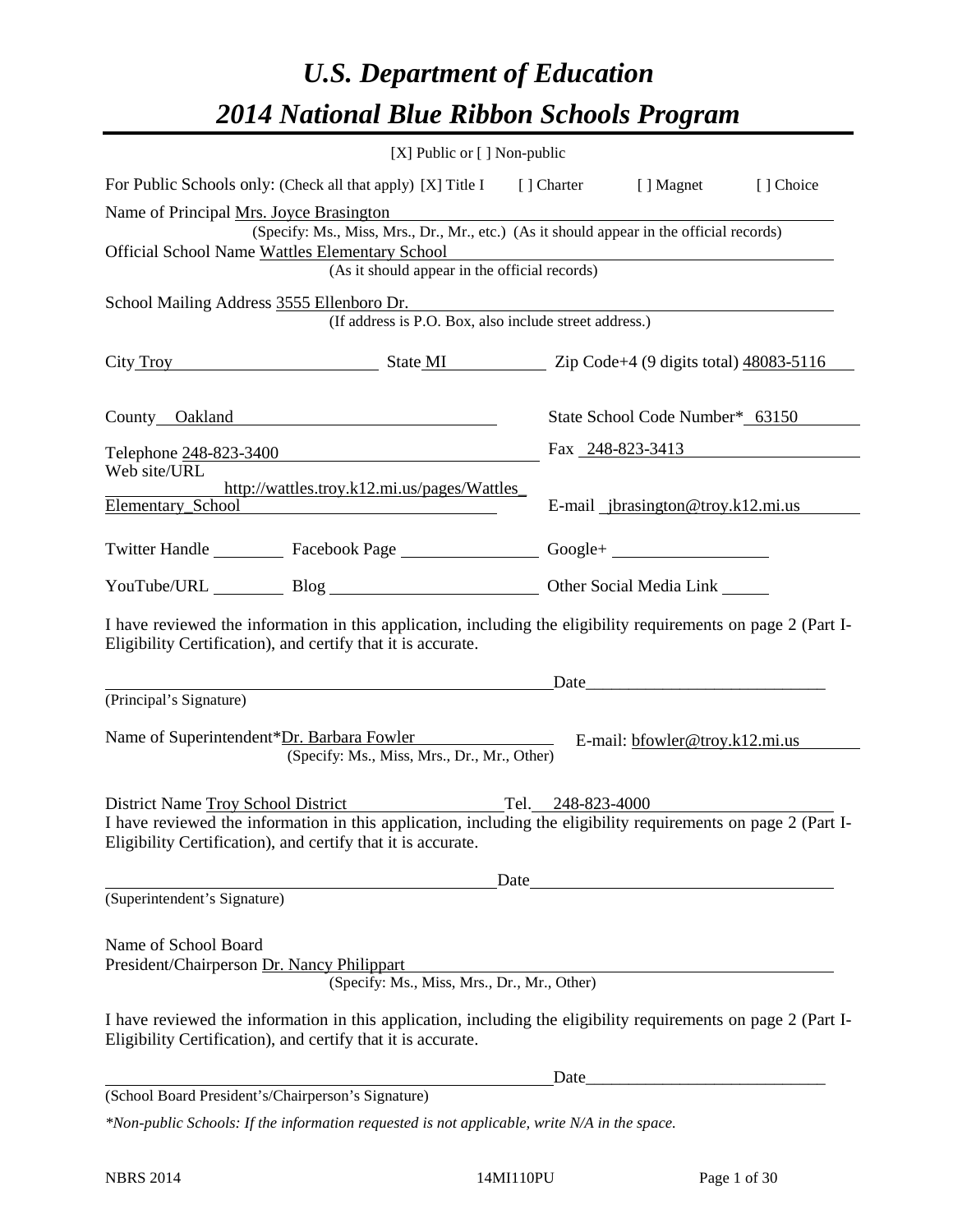# *U.S. Department of Education*

# *2014 National Blue Ribbon Schools Program*

[X] Public or [ ] Non-public

For Public Schools only: (Check all that apply) [X] Title I [ ] Charter [ ] Magnet [ ] Choice

Name of Principal Mrs. Joyce Brasington
(Specify: Ms., Miss, Mrs., Dr., Mr., etc.) (As it should appear in the official records)

Official School Name Wattles Elementary School
(As it should appear in the official records)

School Mailing Address 3555 Ellenboro Dr.
(If address is P.O. Box, also include street address.)

City Troy State MI Zip Code+4 (9 digits total) 48083-5116

County Oakland State School Code Number* 63150

Telephone 248-823-3400 Fax 248-823-3413

Web site/URL http://wattles.troy.k12.mi.us/pages/Wattles_Elementary_School E-mail jbrasington@troy.k12.mi.us

Twitter Handle Facebook Page Google+

YouTube/URL Blog Other Social Media Link

I have reviewed the information in this application, including the eligibility requirements on page 2 (Part I-Eligibility Certification), and certify that it is accurate.

_________________________________________ Date_____________________
(Principal's Signature)

Name of Superintendent*Dr. Barbara Fowler E-mail: bfowler@troy.k12.mi.us
(Specify: Ms., Miss, Mrs., Dr., Mr., Other)

District Name Troy School District Tel. 248-823-4000

I have reviewed the information in this application, including the eligibility requirements on page 2 (Part I-Eligibility Certification), and certify that it is accurate.

_________________________________________ Date_____________________
(Superintendent's Signature)

Name of School Board
President/Chairperson Dr. Nancy Philippart
(Specify: Ms., Miss, Mrs., Dr., Mr., Other)

I have reviewed the information in this application, including the eligibility requirements on page 2 (Part I-Eligibility Certification), and certify that it is accurate.

_________________________________________ Date_____________________
(School Board President's/Chairperson's Signature)

*\*Non-public Schools: If the information requested is not applicable, write N/A in the space.*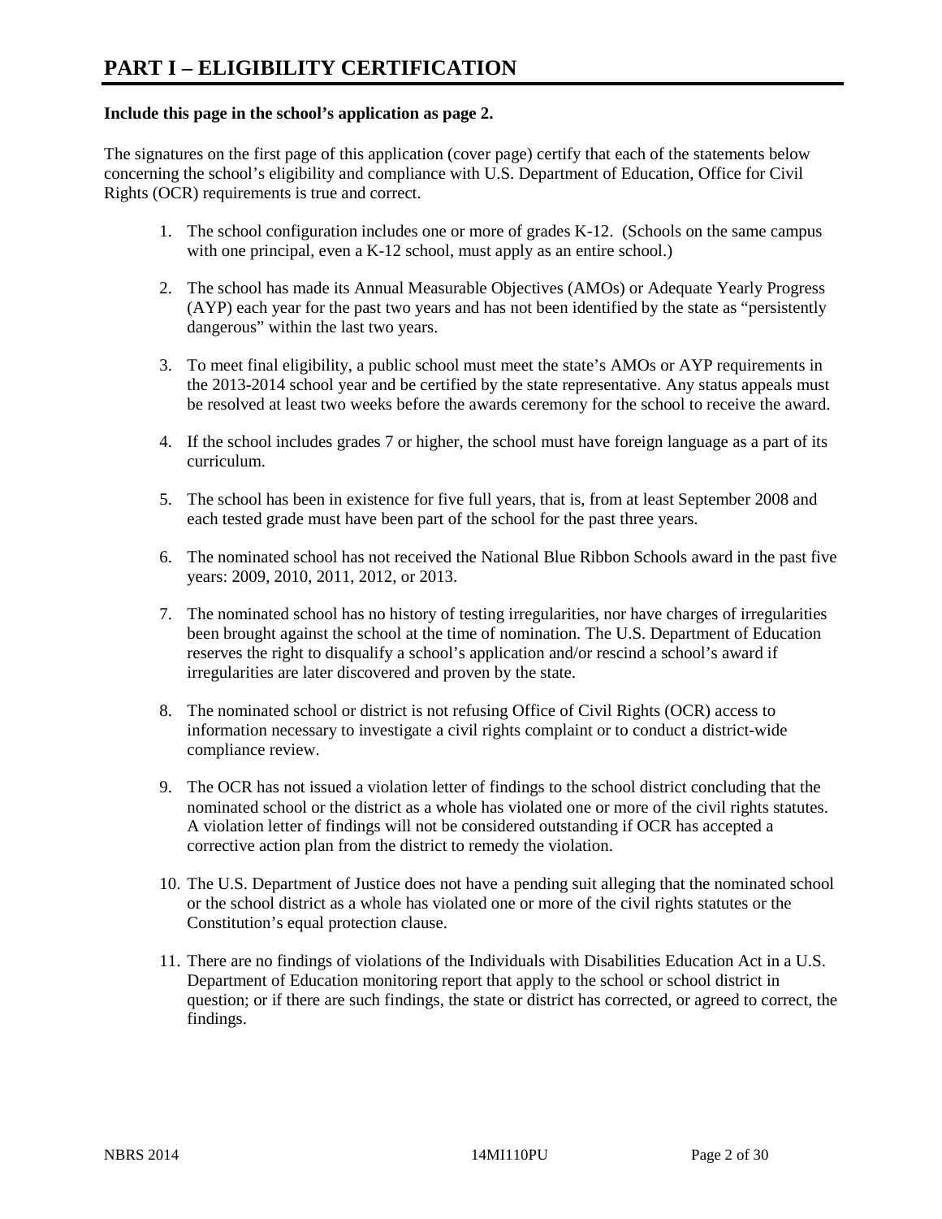# PART I – ELIGIBILITY CERTIFICATION

**Include this page in the school's application as page 2.**

The signatures on the first page of this application (cover page) certify that each of the statements below concerning the school's eligibility and compliance with U.S. Department of Education, Office for Civil Rights (OCR) requirements is true and correct.

1. The school configuration includes one or more of grades K-12. (Schools on the same campus with one principal, even a K-12 school, must apply as an entire school.)

2. The school has made its Annual Measurable Objectives (AMOs) or Adequate Yearly Progress (AYP) each year for the past two years and has not been identified by the state as "persistently dangerous" within the last two years.

3. To meet final eligibility, a public school must meet the state's AMOs or AYP requirements in the 2013-2014 school year and be certified by the state representative. Any status appeals must be resolved at least two weeks before the awards ceremony for the school to receive the award.

4. If the school includes grades 7 or higher, the school must have foreign language as a part of its curriculum.

5. The school has been in existence for five full years, that is, from at least September 2008 and each tested grade must have been part of the school for the past three years.

6. The nominated school has not received the National Blue Ribbon Schools award in the past five years: 2009, 2010, 2011, 2012, or 2013.

7. The nominated school has no history of testing irregularities, nor have charges of irregularities been brought against the school at the time of nomination. The U.S. Department of Education reserves the right to disqualify a school's application and/or rescind a school's award if irregularities are later discovered and proven by the state.

8. The nominated school or district is not refusing Office of Civil Rights (OCR) access to information necessary to investigate a civil rights complaint or to conduct a district-wide compliance review.

9. The OCR has not issued a violation letter of findings to the school district concluding that the nominated school or the district as a whole has violated one or more of the civil rights statutes. A violation letter of findings will not be considered outstanding if OCR has accepted a corrective action plan from the district to remedy the violation.

10. The U.S. Department of Justice does not have a pending suit alleging that the nominated school or the school district as a whole has violated one or more of the civil rights statutes or the Constitution's equal protection clause.

11. There are no findings of violations of the Individuals with Disabilities Education Act in a U.S. Department of Education monitoring report that apply to the school or school district in question; or if there are such findings, the state or district has corrected, or agreed to correct, the findings.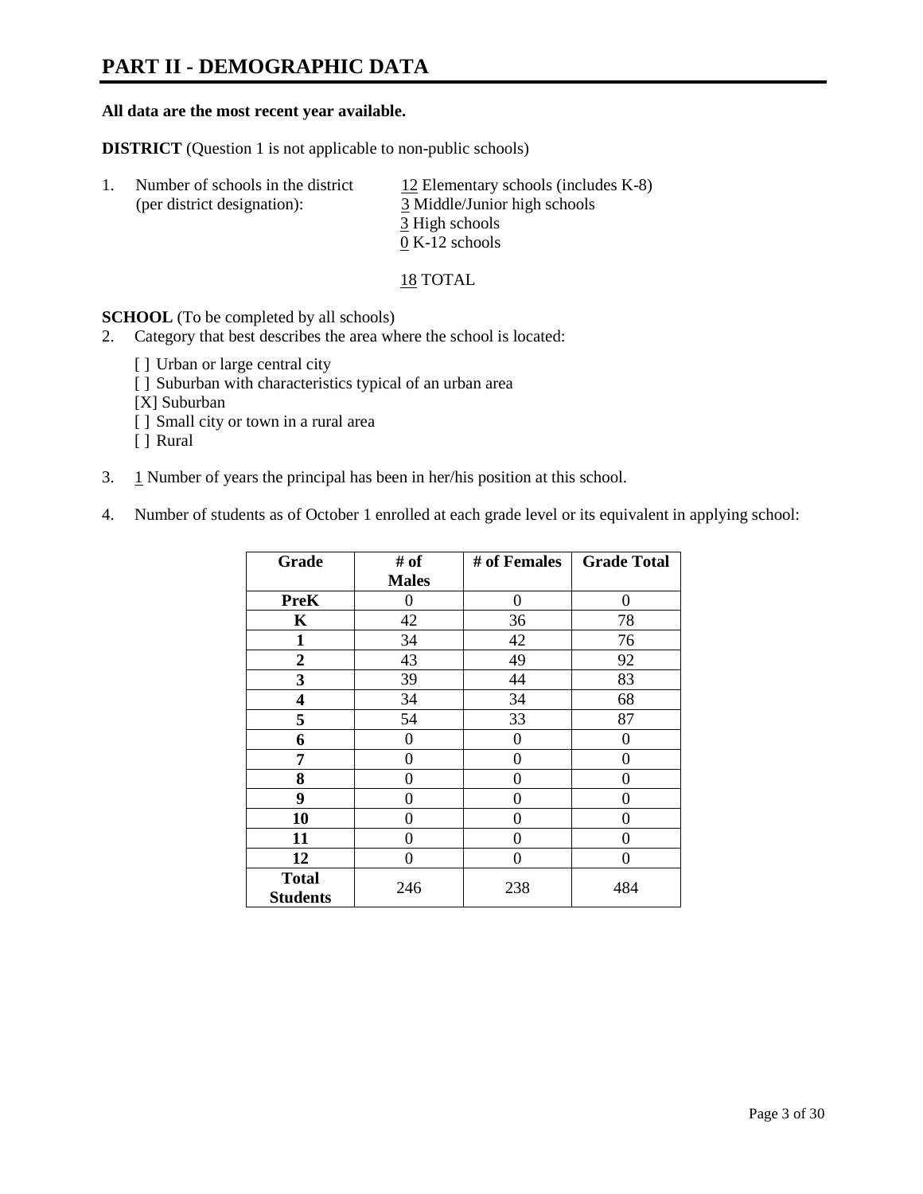# PART II - DEMOGRAPHIC DATA

**All data are the most recent year available.**

**DISTRICT** (Question 1 is not applicable to non-public schools)

1. Number of schools in the district (per district designation):
   12 Elementary schools (includes K-8)
   3 Middle/Junior high schools
   3 High schools
   0 K-12 schools

   18 TOTAL

**SCHOOL** (To be completed by all schools)

2. Category that best describes the area where the school is located:

   [ ] Urban or large central city
   [ ] Suburban with characteristics typical of an urban area
   [X] Suburban
   [ ] Small city or town in a rural area
   [ ] Rural

3. 1 Number of years the principal has been in her/his position at this school.

4. Number of students as of October 1 enrolled at each grade level or its equivalent in applying school:

| Grade | # of Males | # of Females | Grade Total |
|---|---|---|---|
| **PreK** | 0 | 0 | 0 |
| **K** | 42 | 36 | 78 |
| **1** | 34 | 42 | 76 |
| **2** | 43 | 49 | 92 |
| **3** | 39 | 44 | 83 |
| **4** | 34 | 34 | 68 |
| **5** | 54 | 33 | 87 |
| **6** | 0 | 0 | 0 |
| **7** | 0 | 0 | 0 |
| **8** | 0 | 0 | 0 |
| **9** | 0 | 0 | 0 |
| **10** | 0 | 0 | 0 |
| **11** | 0 | 0 | 0 |
| **12** | 0 | 0 | 0 |
| **Total Students** | 246 | 238 | 484 |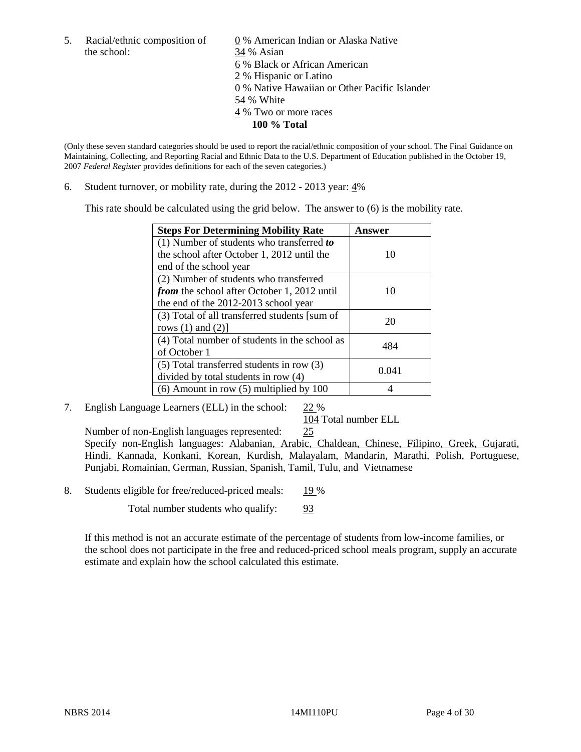5. Racial/ethnic composition of the school:

0 % American Indian or Alaska Native
34 % Asian
6 % Black or African American
2 % Hispanic or Latino
0 % Native Hawaiian or Other Pacific Islander
54 % White
4 % Two or more races
**100 % Total**

(Only these seven standard categories should be used to report the racial/ethnic composition of your school. The Final Guidance on Maintaining, Collecting, and Reporting Racial and Ethnic Data to the U.S. Department of Education published in the October 19, 2007 *Federal Register* provides definitions for each of the seven categories.)

6. Student turnover, or mobility rate, during the 2012 - 2013 year: 4%

This rate should be calculated using the grid below. The answer to (6) is the mobility rate.

| **Steps For Determining Mobility Rate** | **Answer** |
|---|---|
| (1) Number of students who transferred ***to*** the school after October 1, 2012 until the end of the school year | 10 |
| (2) Number of students who transferred ***from*** the school after October 1, 2012 until the end of the 2012-2013 school year | 10 |
| (3) Total of all transferred students [sum of rows (1) and (2)] | 20 |
| (4) Total number of students in the school as of October 1 | 484 |
| (5) Total transferred students in row (3) divided by total students in row (4) | 0.041 |
| (6) Amount in row (5) multiplied by 100 | 4 |

7. English Language Learners (ELL) in the school: 22 %

104 Total number ELL

Number of non-English languages represented: 25

Specify non-English languages: Alabanian, Arabic, Chaldean, Chinese, Filipino, Greek, Gujarati, Hindi, Kannada, Konkani, Korean, Kurdish, Malayalam, Mandarin, Marathi, Polish, Portuguese, Punjabi, Romainian, German, Russian, Spanish, Tamil, Tulu, and Vietnamese

8. Students eligible for free/reduced-priced meals: 19 %

Total number students who qualify: 93

If this method is not an accurate estimate of the percentage of students from low-income families, or the school does not participate in the free and reduced-priced school meals program, supply an accurate estimate and explain how the school calculated this estimate.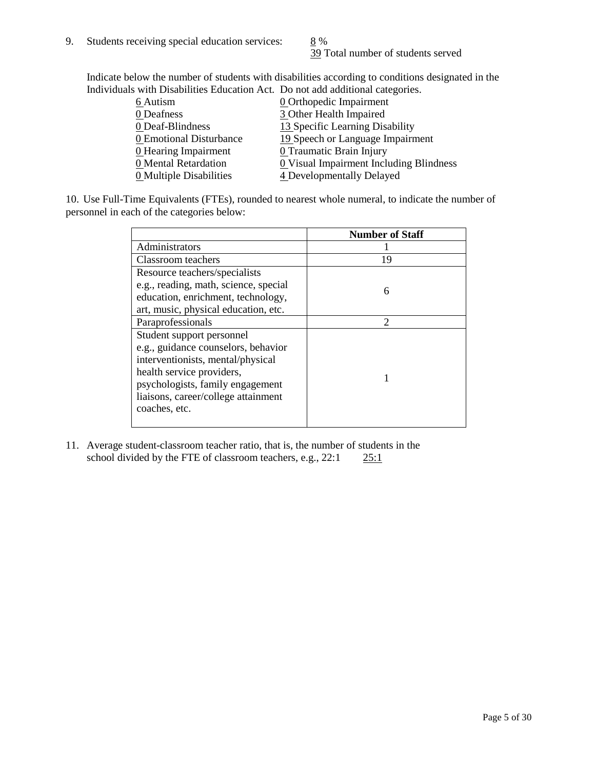9. Students receiving special education services: 8 %
   39 Total number of students served

   Indicate below the number of students with disabilities according to conditions designated in the Individuals with Disabilities Education Act. Do not add additional categories.

| | |
|---|---|
| 6 Autism | 0 Orthopedic Impairment |
| 0 Deafness | 3 Other Health Impaired |
| 0 Deaf-Blindness | 13 Specific Learning Disability |
| 0 Emotional Disturbance | 19 Speech or Language Impairment |
| 0 Hearing Impairment | 0 Traumatic Brain Injury |
| 0 Mental Retardation | 0 Visual Impairment Including Blindness |
| 0 Multiple Disabilities | 4 Developmentally Delayed |

10. Use Full-Time Equivalents (FTEs), rounded to nearest whole numeral, to indicate the number of personnel in each of the categories below:

| | Number of Staff |
|---|---|
| Administrators | 1 |
| Classroom teachers | 19 |
| Resource teachers/specialists e.g., reading, math, science, special education, enrichment, technology, art, music, physical education, etc. | 6 |
| Paraprofessionals | 2 |
| Student support personnel e.g., guidance counselors, behavior interventionists, mental/physical health service providers, psychologists, family engagement liaisons, career/college attainment coaches, etc. | 1 |

11. Average student-classroom teacher ratio, that is, the number of students in the school divided by the FTE of classroom teachers, e.g., 22:1 25:1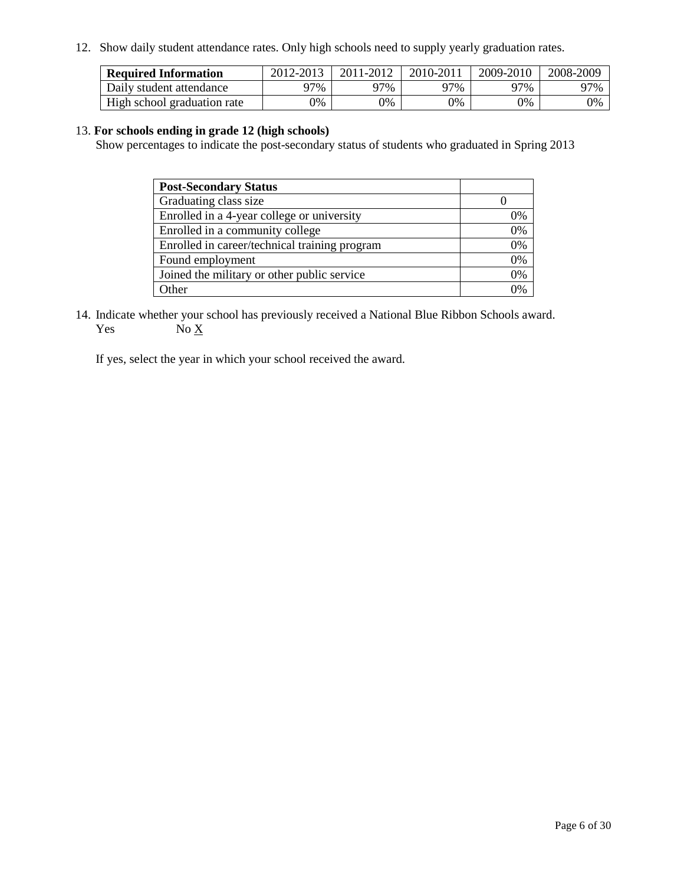12. Show daily student attendance rates. Only high schools need to supply yearly graduation rates.

| Required Information | 2012-2013 | 2011-2012 | 2010-2011 | 2009-2010 | 2008-2009 |
| --- | --- | --- | --- | --- | --- |
| Daily student attendance | 97% | 97% | 97% | 97% | 97% |
| High school graduation rate | 0% | 0% | 0% | 0% | 0% |

13. **For schools ending in grade 12 (high schools)**
Show percentages to indicate the post-secondary status of students who graduated in Spring 2013

| Post-Secondary Status | |
| --- | --- |
| Graduating class size | 0 |
| Enrolled in a 4-year college or university | 0% |
| Enrolled in a community college | 0% |
| Enrolled in career/technical training program | 0% |
| Found employment | 0% |
| Joined the military or other public service | 0% |
| Other | 0% |

14. Indicate whether your school has previously received a National Blue Ribbon Schools award.
Yes No X

If yes, select the year in which your school received the award.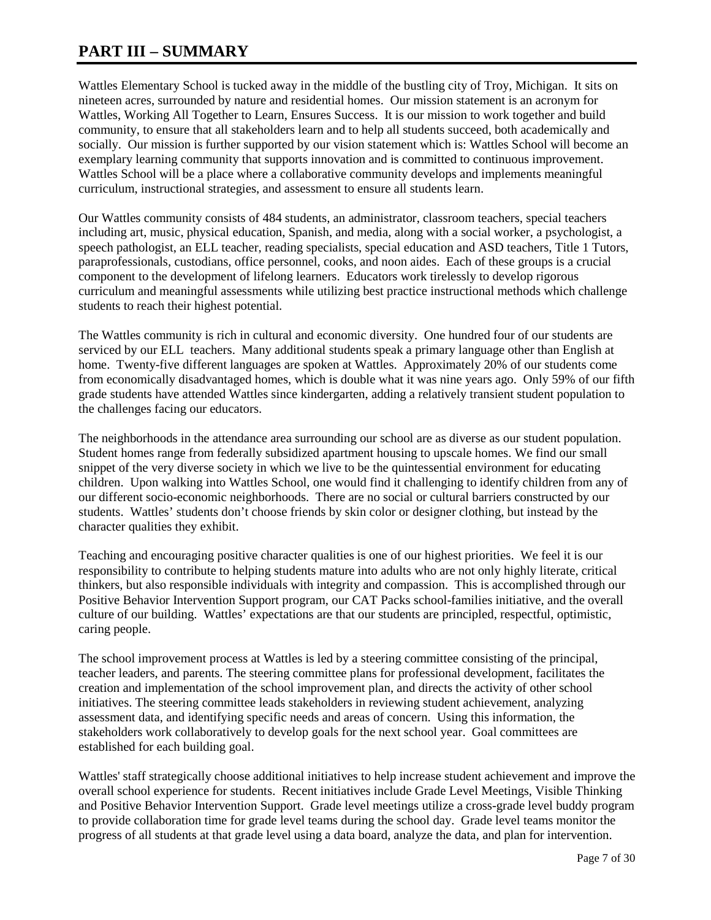# PART III – SUMMARY

Wattles Elementary School is tucked away in the middle of the bustling city of Troy, Michigan. It sits on nineteen acres, surrounded by nature and residential homes. Our mission statement is an acronym for Wattles, Working All Together to Learn, Ensures Success. It is our mission to work together and build community, to ensure that all stakeholders learn and to help all students succeed, both academically and socially. Our mission is further supported by our vision statement which is: Wattles School will become an exemplary learning community that supports innovation and is committed to continuous improvement. Wattles School will be a place where a collaborative community develops and implements meaningful curriculum, instructional strategies, and assessment to ensure all students learn.

Our Wattles community consists of 484 students, an administrator, classroom teachers, special teachers including art, music, physical education, Spanish, and media, along with a social worker, a psychologist, a speech pathologist, an ELL teacher, reading specialists, special education and ASD teachers, Title 1 Tutors, paraprofessionals, custodians, office personnel, cooks, and noon aides. Each of these groups is a crucial component to the development of lifelong learners. Educators work tirelessly to develop rigorous curriculum and meaningful assessments while utilizing best practice instructional methods which challenge students to reach their highest potential.

The Wattles community is rich in cultural and economic diversity. One hundred four of our students are serviced by our ELL teachers. Many additional students speak a primary language other than English at home. Twenty-five different languages are spoken at Wattles. Approximately 20% of our students come from economically disadvantaged homes, which is double what it was nine years ago. Only 59% of our fifth grade students have attended Wattles since kindergarten, adding a relatively transient student population to the challenges facing our educators.

The neighborhoods in the attendance area surrounding our school are as diverse as our student population. Student homes range from federally subsidized apartment housing to upscale homes. We find our small snippet of the very diverse society in which we live to be the quintessential environment for educating children. Upon walking into Wattles School, one would find it challenging to identify children from any of our different socio-economic neighborhoods. There are no social or cultural barriers constructed by our students. Wattles' students don't choose friends by skin color or designer clothing, but instead by the character qualities they exhibit.

Teaching and encouraging positive character qualities is one of our highest priorities. We feel it is our responsibility to contribute to helping students mature into adults who are not only highly literate, critical thinkers, but also responsible individuals with integrity and compassion. This is accomplished through our Positive Behavior Intervention Support program, our CAT Packs school-families initiative, and the overall culture of our building. Wattles' expectations are that our students are principled, respectful, optimistic, caring people.

The school improvement process at Wattles is led by a steering committee consisting of the principal, teacher leaders, and parents. The steering committee plans for professional development, facilitates the creation and implementation of the school improvement plan, and directs the activity of other school initiatives. The steering committee leads stakeholders in reviewing student achievement, analyzing assessment data, and identifying specific needs and areas of concern. Using this information, the stakeholders work collaboratively to develop goals for the next school year. Goal committees are established for each building goal.

Wattles' staff strategically choose additional initiatives to help increase student achievement and improve the overall school experience for students. Recent initiatives include Grade Level Meetings, Visible Thinking and Positive Behavior Intervention Support. Grade level meetings utilize a cross-grade level buddy program to provide collaboration time for grade level teams during the school day. Grade level teams monitor the progress of all students at that grade level using a data board, analyze the data, and plan for intervention.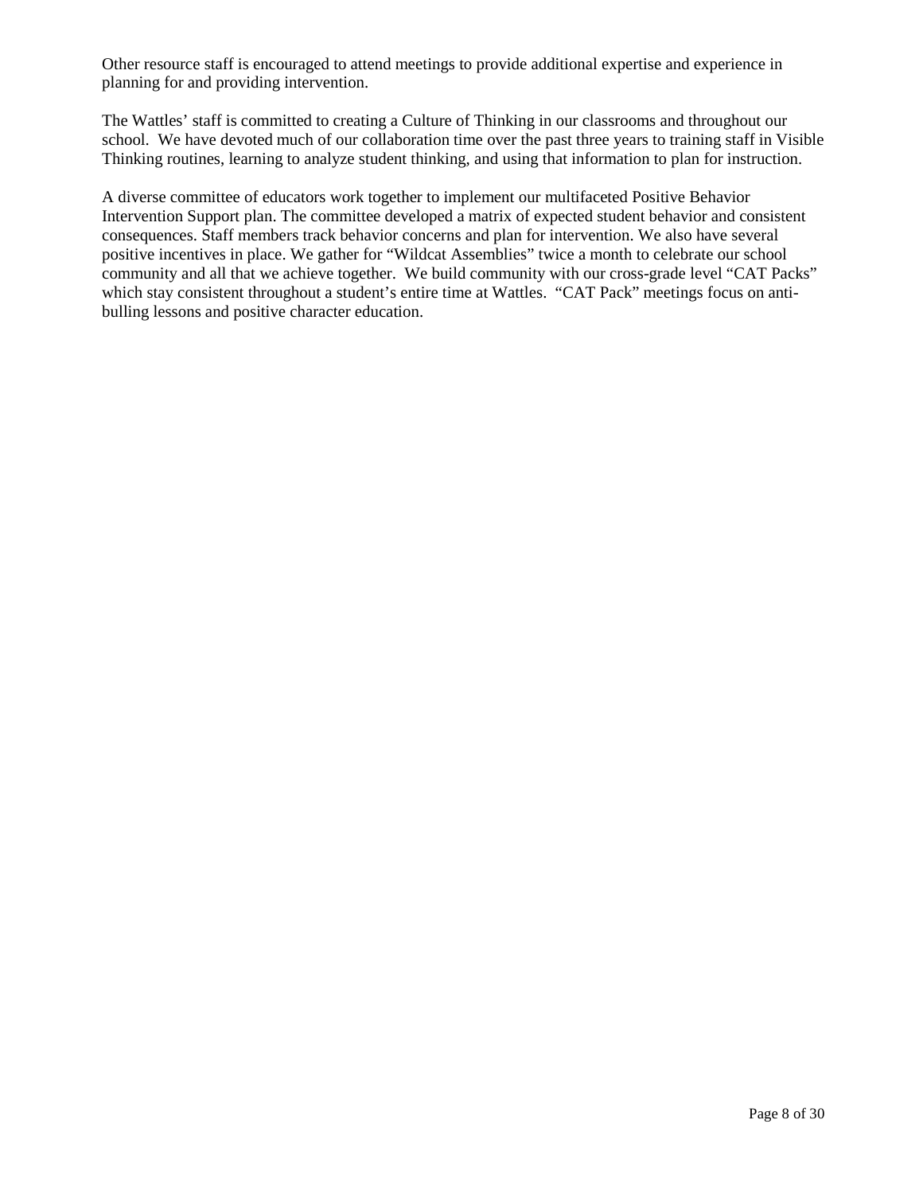Other resource staff is encouraged to attend meetings to provide additional expertise and experience in planning for and providing intervention.

The Wattles' staff is committed to creating a Culture of Thinking in our classrooms and throughout our school. We have devoted much of our collaboration time over the past three years to training staff in Visible Thinking routines, learning to analyze student thinking, and using that information to plan for instruction.

A diverse committee of educators work together to implement our multifaceted Positive Behavior Intervention Support plan. The committee developed a matrix of expected student behavior and consistent consequences. Staff members track behavior concerns and plan for intervention. We also have several positive incentives in place. We gather for "Wildcat Assemblies" twice a month to celebrate our school community and all that we achieve together. We build community with our cross-grade level "CAT Packs" which stay consistent throughout a student's entire time at Wattles. "CAT Pack" meetings focus on anti-bulling lessons and positive character education.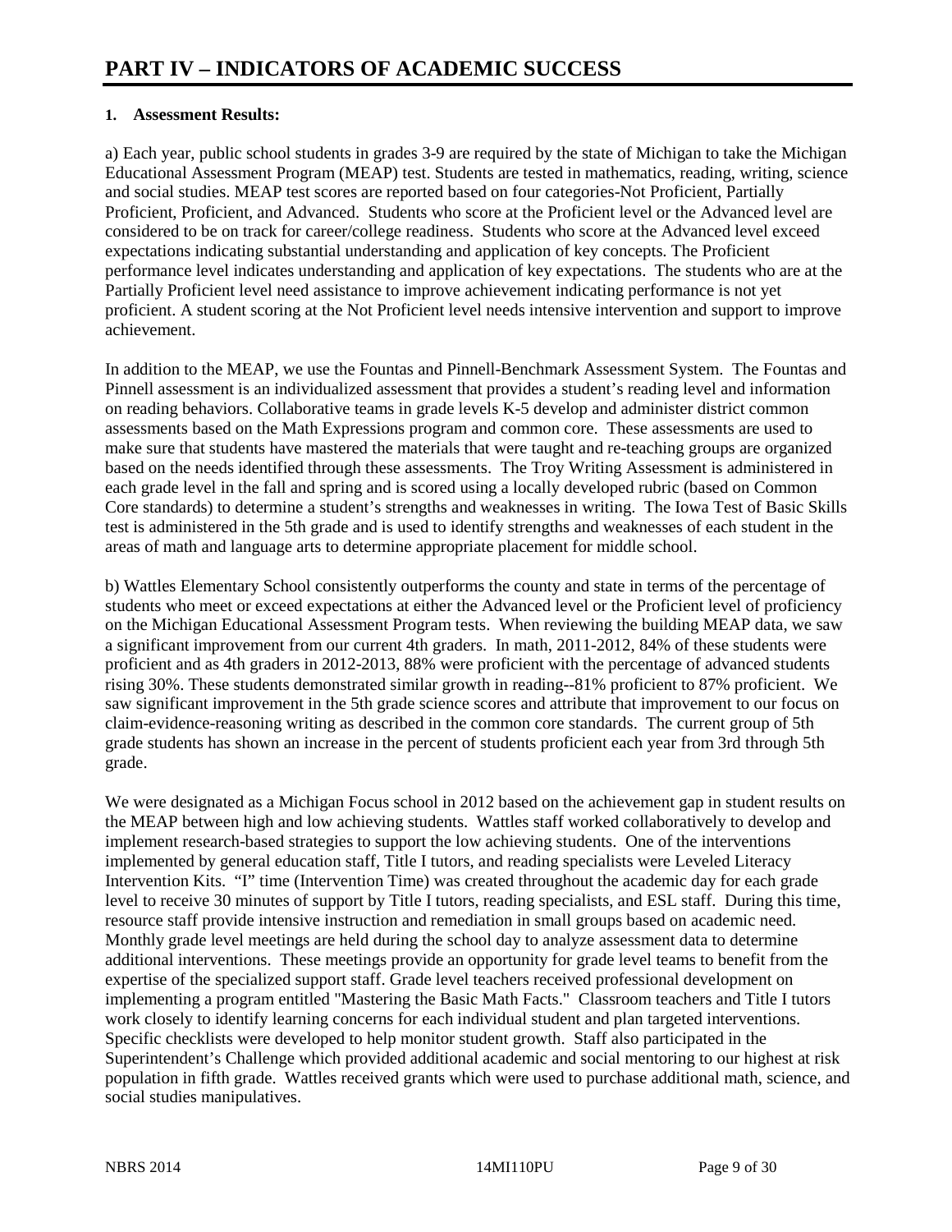# PART IV – INDICATORS OF ACADEMIC SUCCESS

## 1. Assessment Results:

a) Each year, public school students in grades 3-9 are required by the state of Michigan to take the Michigan Educational Assessment Program (MEAP) test. Students are tested in mathematics, reading, writing, science and social studies. MEAP test scores are reported based on four categories-Not Proficient, Partially Proficient, Proficient, and Advanced. Students who score at the Proficient level or the Advanced level are considered to be on track for career/college readiness. Students who score at the Advanced level exceed expectations indicating substantial understanding and application of key concepts. The Proficient performance level indicates understanding and application of key expectations. The students who are at the Partially Proficient level need assistance to improve achievement indicating performance is not yet proficient. A student scoring at the Not Proficient level needs intensive intervention and support to improve achievement.

In addition to the MEAP, we use the Fountas and Pinnell-Benchmark Assessment System. The Fountas and Pinnell assessment is an individualized assessment that provides a student's reading level and information on reading behaviors. Collaborative teams in grade levels K-5 develop and administer district common assessments based on the Math Expressions program and common core. These assessments are used to make sure that students have mastered the materials that were taught and re-teaching groups are organized based on the needs identified through these assessments. The Troy Writing Assessment is administered in each grade level in the fall and spring and is scored using a locally developed rubric (based on Common Core standards) to determine a student's strengths and weaknesses in writing. The Iowa Test of Basic Skills test is administered in the 5th grade and is used to identify strengths and weaknesses of each student in the areas of math and language arts to determine appropriate placement for middle school.

b) Wattles Elementary School consistently outperforms the county and state in terms of the percentage of students who meet or exceed expectations at either the Advanced level or the Proficient level of proficiency on the Michigan Educational Assessment Program tests. When reviewing the building MEAP data, we saw a significant improvement from our current 4th graders. In math, 2011-2012, 84% of these students were proficient and as 4th graders in 2012-2013, 88% were proficient with the percentage of advanced students rising 30%. These students demonstrated similar growth in reading--81% proficient to 87% proficient. We saw significant improvement in the 5th grade science scores and attribute that improvement to our focus on claim-evidence-reasoning writing as described in the common core standards. The current group of 5th grade students has shown an increase in the percent of students proficient each year from 3rd through 5th grade.

We were designated as a Michigan Focus school in 2012 based on the achievement gap in student results on the MEAP between high and low achieving students. Wattles staff worked collaboratively to develop and implement research-based strategies to support the low achieving students. One of the interventions implemented by general education staff, Title I tutors, and reading specialists were Leveled Literacy Intervention Kits. "I" time (Intervention Time) was created throughout the academic day for each grade level to receive 30 minutes of support by Title I tutors, reading specialists, and ESL staff. During this time, resource staff provide intensive instruction and remediation in small groups based on academic need. Monthly grade level meetings are held during the school day to analyze assessment data to determine additional interventions. These meetings provide an opportunity for grade level teams to benefit from the expertise of the specialized support staff. Grade level teachers received professional development on implementing a program entitled "Mastering the Basic Math Facts." Classroom teachers and Title I tutors work closely to identify learning concerns for each individual student and plan targeted interventions. Specific checklists were developed to help monitor student growth. Staff also participated in the Superintendent's Challenge which provided additional academic and social mentoring to our highest at risk population in fifth grade. Wattles received grants which were used to purchase additional math, science, and social studies manipulatives.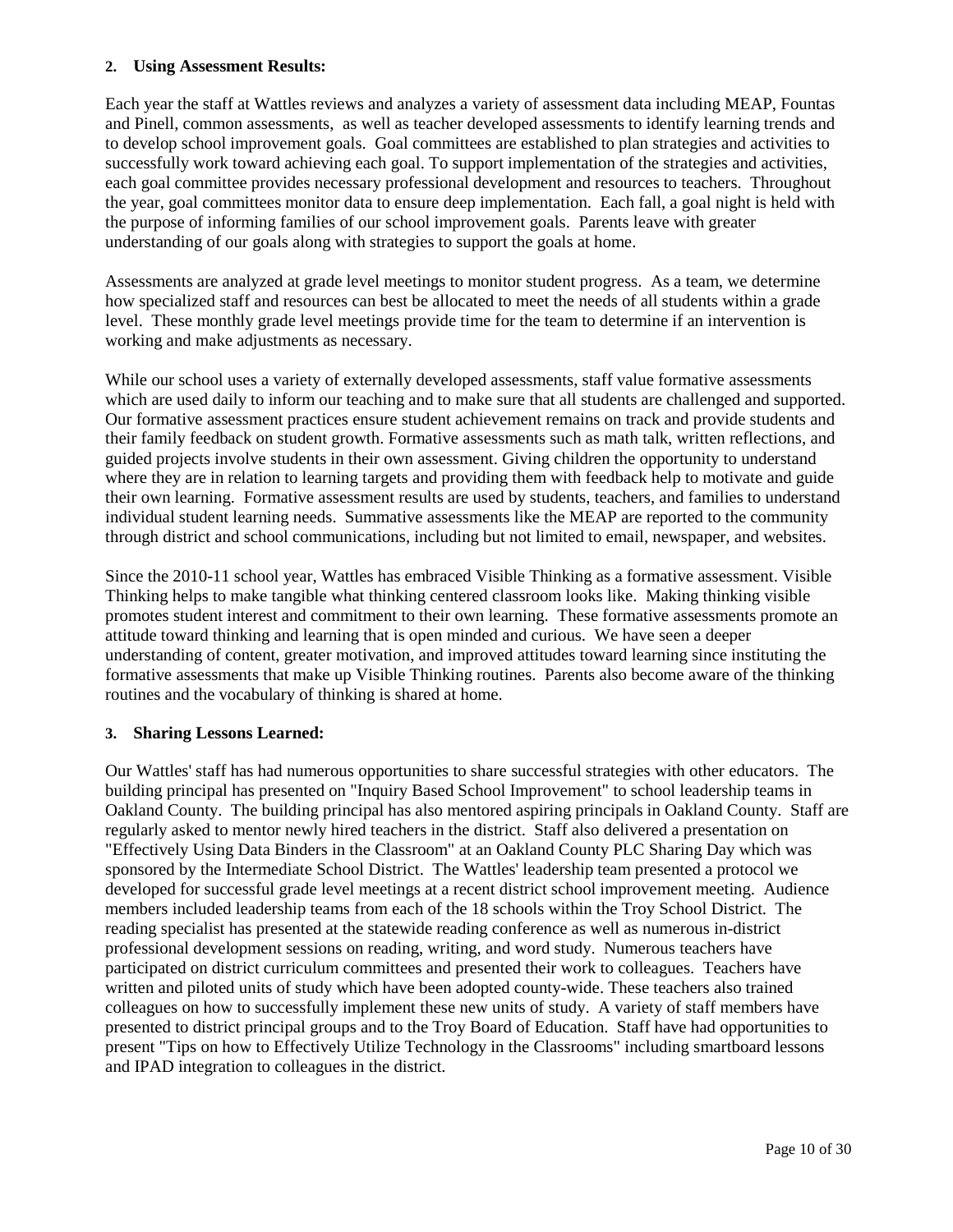**2. Using Assessment Results:**

Each year the staff at Wattles reviews and analyzes a variety of assessment data including MEAP, Fountas and Pinell, common assessments, as well as teacher developed assessments to identify learning trends and to develop school improvement goals. Goal committees are established to plan strategies and activities to successfully work toward achieving each goal. To support implementation of the strategies and activities, each goal committee provides necessary professional development and resources to teachers. Throughout the year, goal committees monitor data to ensure deep implementation. Each fall, a goal night is held with the purpose of informing families of our school improvement goals. Parents leave with greater understanding of our goals along with strategies to support the goals at home.

Assessments are analyzed at grade level meetings to monitor student progress. As a team, we determine how specialized staff and resources can best be allocated to meet the needs of all students within a grade level. These monthly grade level meetings provide time for the team to determine if an intervention is working and make adjustments as necessary.

While our school uses a variety of externally developed assessments, staff value formative assessments which are used daily to inform our teaching and to make sure that all students are challenged and supported. Our formative assessment practices ensure student achievement remains on track and provide students and their family feedback on student growth. Formative assessments such as math talk, written reflections, and guided projects involve students in their own assessment. Giving children the opportunity to understand where they are in relation to learning targets and providing them with feedback help to motivate and guide their own learning. Formative assessment results are used by students, teachers, and families to understand individual student learning needs. Summative assessments like the MEAP are reported to the community through district and school communications, including but not limited to email, newspaper, and websites.

Since the 2010-11 school year, Wattles has embraced Visible Thinking as a formative assessment. Visible Thinking helps to make tangible what thinking centered classroom looks like. Making thinking visible promotes student interest and commitment to their own learning. These formative assessments promote an attitude toward thinking and learning that is open minded and curious. We have seen a deeper understanding of content, greater motivation, and improved attitudes toward learning since instituting the formative assessments that make up Visible Thinking routines. Parents also become aware of the thinking routines and the vocabulary of thinking is shared at home.

**3. Sharing Lessons Learned:**

Our Wattles' staff has had numerous opportunities to share successful strategies with other educators. The building principal has presented on "Inquiry Based School Improvement" to school leadership teams in Oakland County. The building principal has also mentored aspiring principals in Oakland County. Staff are regularly asked to mentor newly hired teachers in the district. Staff also delivered a presentation on "Effectively Using Data Binders in the Classroom" at an Oakland County PLC Sharing Day which was sponsored by the Intermediate School District. The Wattles' leadership team presented a protocol we developed for successful grade level meetings at a recent district school improvement meeting. Audience members included leadership teams from each of the 18 schools within the Troy School District. The reading specialist has presented at the statewide reading conference as well as numerous in-district professional development sessions on reading, writing, and word study. Numerous teachers have participated on district curriculum committees and presented their work to colleagues. Teachers have written and piloted units of study which have been adopted county-wide. These teachers also trained colleagues on how to successfully implement these new units of study. A variety of staff members have presented to district principal groups and to the Troy Board of Education. Staff have had opportunities to present "Tips on how to Effectively Utilize Technology in the Classrooms" including smartboard lessons and IPAD integration to colleagues in the district.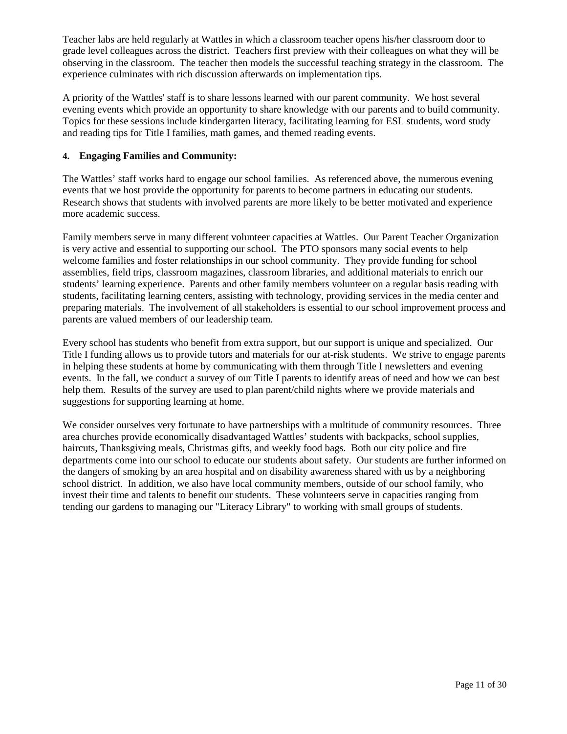Teacher labs are held regularly at Wattles in which a classroom teacher opens his/her classroom door to grade level colleagues across the district. Teachers first preview with their colleagues on what they will be observing in the classroom. The teacher then models the successful teaching strategy in the classroom. The experience culminates with rich discussion afterwards on implementation tips.

A priority of the Wattles' staff is to share lessons learned with our parent community. We host several evening events which provide an opportunity to share knowledge with our parents and to build community. Topics for these sessions include kindergarten literacy, facilitating learning for ESL students, word study and reading tips for Title I families, math games, and themed reading events.

**4. Engaging Families and Community:**

The Wattles' staff works hard to engage our school families. As referenced above, the numerous evening events that we host provide the opportunity for parents to become partners in educating our students. Research shows that students with involved parents are more likely to be better motivated and experience more academic success.

Family members serve in many different volunteer capacities at Wattles. Our Parent Teacher Organization is very active and essential to supporting our school. The PTO sponsors many social events to help welcome families and foster relationships in our school community. They provide funding for school assemblies, field trips, classroom magazines, classroom libraries, and additional materials to enrich our students' learning experience. Parents and other family members volunteer on a regular basis reading with students, facilitating learning centers, assisting with technology, providing services in the media center and preparing materials. The involvement of all stakeholders is essential to our school improvement process and parents are valued members of our leadership team.

Every school has students who benefit from extra support, but our support is unique and specialized. Our Title I funding allows us to provide tutors and materials for our at-risk students. We strive to engage parents in helping these students at home by communicating with them through Title I newsletters and evening events. In the fall, we conduct a survey of our Title I parents to identify areas of need and how we can best help them. Results of the survey are used to plan parent/child nights where we provide materials and suggestions for supporting learning at home.

We consider ourselves very fortunate to have partnerships with a multitude of community resources. Three area churches provide economically disadvantaged Wattles' students with backpacks, school supplies, haircuts, Thanksgiving meals, Christmas gifts, and weekly food bags. Both our city police and fire departments come into our school to educate our students about safety. Our students are further informed on the dangers of smoking by an area hospital and on disability awareness shared with us by a neighboring school district. In addition, we also have local community members, outside of our school family, who invest their time and talents to benefit our students. These volunteers serve in capacities ranging from tending our gardens to managing our "Literacy Library" to working with small groups of students.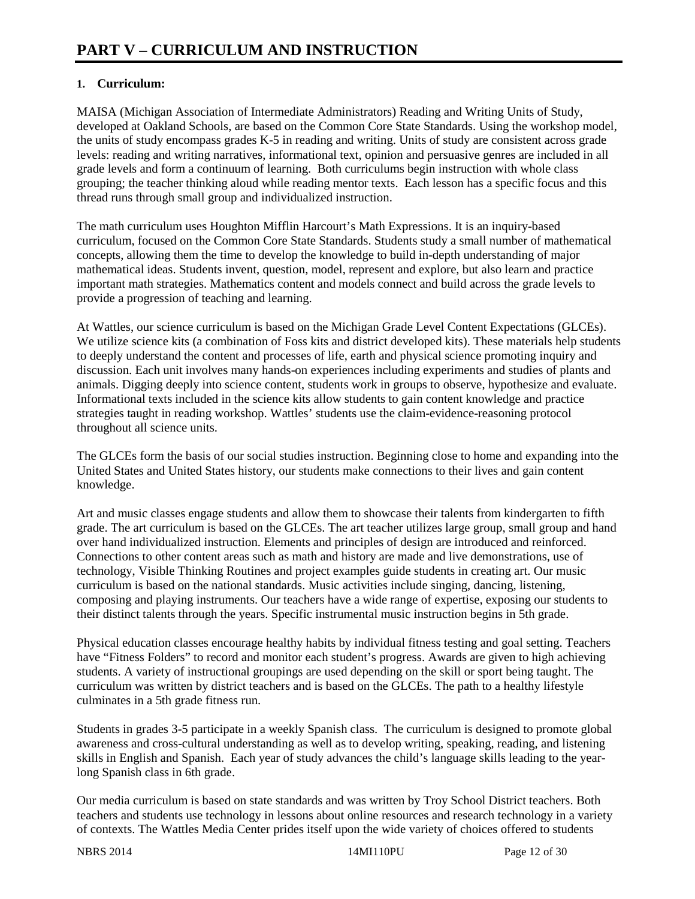# PART V – CURRICULUM AND INSTRUCTION

**1. Curriculum:**

MAISA (Michigan Association of Intermediate Administrators) Reading and Writing Units of Study, developed at Oakland Schools, are based on the Common Core State Standards. Using the workshop model, the units of study encompass grades K-5 in reading and writing. Units of study are consistent across grade levels: reading and writing narratives, informational text, opinion and persuasive genres are included in all grade levels and form a continuum of learning. Both curriculums begin instruction with whole class grouping; the teacher thinking aloud while reading mentor texts. Each lesson has a specific focus and this thread runs through small group and individualized instruction.

The math curriculum uses Houghton Mifflin Harcourt's Math Expressions. It is an inquiry-based curriculum, focused on the Common Core State Standards. Students study a small number of mathematical concepts, allowing them the time to develop the knowledge to build in-depth understanding of major mathematical ideas. Students invent, question, model, represent and explore, but also learn and practice important math strategies. Mathematics content and models connect and build across the grade levels to provide a progression of teaching and learning.

At Wattles, our science curriculum is based on the Michigan Grade Level Content Expectations (GLCEs). We utilize science kits (a combination of Foss kits and district developed kits). These materials help students to deeply understand the content and processes of life, earth and physical science promoting inquiry and discussion. Each unit involves many hands-on experiences including experiments and studies of plants and animals. Digging deeply into science content, students work in groups to observe, hypothesize and evaluate. Informational texts included in the science kits allow students to gain content knowledge and practice strategies taught in reading workshop. Wattles' students use the claim-evidence-reasoning protocol throughout all science units.

The GLCEs form the basis of our social studies instruction. Beginning close to home and expanding into the United States and United States history, our students make connections to their lives and gain content knowledge.

Art and music classes engage students and allow them to showcase their talents from kindergarten to fifth grade. The art curriculum is based on the GLCEs. The art teacher utilizes large group, small group and hand over hand individualized instruction. Elements and principles of design are introduced and reinforced. Connections to other content areas such as math and history are made and live demonstrations, use of technology, Visible Thinking Routines and project examples guide students in creating art. Our music curriculum is based on the national standards. Music activities include singing, dancing, listening, composing and playing instruments. Our teachers have a wide range of expertise, exposing our students to their distinct talents through the years. Specific instrumental music instruction begins in 5th grade.

Physical education classes encourage healthy habits by individual fitness testing and goal setting. Teachers have "Fitness Folders" to record and monitor each student's progress. Awards are given to high achieving students. A variety of instructional groupings are used depending on the skill or sport being taught. The curriculum was written by district teachers and is based on the GLCEs. The path to a healthy lifestyle culminates in a 5th grade fitness run.

Students in grades 3-5 participate in a weekly Spanish class. The curriculum is designed to promote global awareness and cross-cultural understanding as well as to develop writing, speaking, reading, and listening skills in English and Spanish. Each year of study advances the child's language skills leading to the year-long Spanish class in 6th grade.

Our media curriculum is based on state standards and was written by Troy School District teachers. Both teachers and students use technology in lessons about online resources and research technology in a variety of contexts. The Wattles Media Center prides itself upon the wide variety of choices offered to students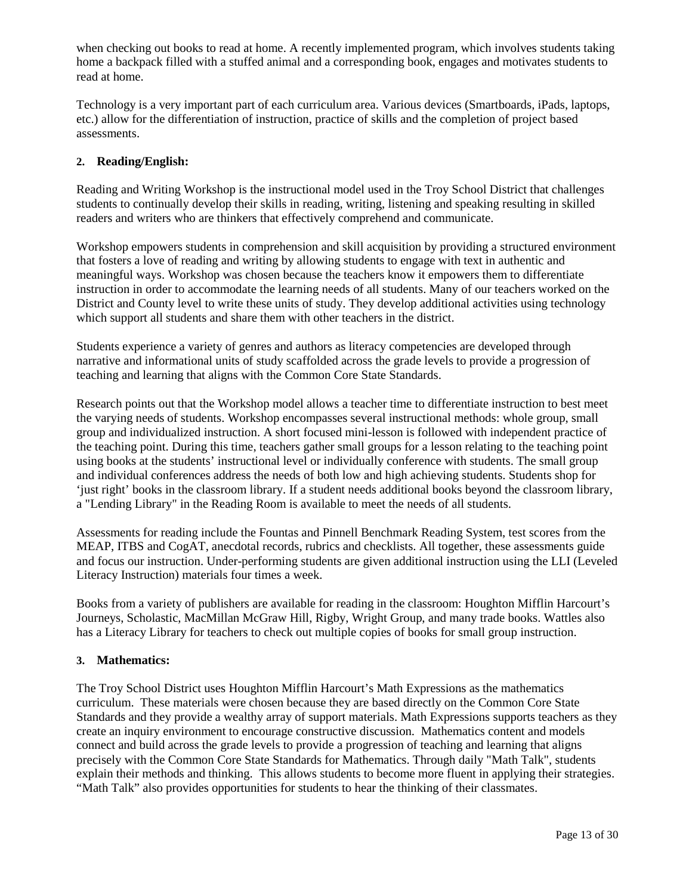when checking out books to read at home. A recently implemented program, which involves students taking home a backpack filled with a stuffed animal and a corresponding book, engages and motivates students to read at home.

Technology is a very important part of each curriculum area. Various devices (Smartboards, iPads, laptops, etc.) allow for the differentiation of instruction, practice of skills and the completion of project based assessments.

**2. Reading/English:**

Reading and Writing Workshop is the instructional model used in the Troy School District that challenges students to continually develop their skills in reading, writing, listening and speaking resulting in skilled readers and writers who are thinkers that effectively comprehend and communicate.

Workshop empowers students in comprehension and skill acquisition by providing a structured environment that fosters a love of reading and writing by allowing students to engage with text in authentic and meaningful ways. Workshop was chosen because the teachers know it empowers them to differentiate instruction in order to accommodate the learning needs of all students. Many of our teachers worked on the District and County level to write these units of study. They develop additional activities using technology which support all students and share them with other teachers in the district.

Students experience a variety of genres and authors as literacy competencies are developed through narrative and informational units of study scaffolded across the grade levels to provide a progression of teaching and learning that aligns with the Common Core State Standards.

Research points out that the Workshop model allows a teacher time to differentiate instruction to best meet the varying needs of students. Workshop encompasses several instructional methods: whole group, small group and individualized instruction. A short focused mini-lesson is followed with independent practice of the teaching point. During this time, teachers gather small groups for a lesson relating to the teaching point using books at the students' instructional level or individually conference with students. The small group and individual conferences address the needs of both low and high achieving students. Students shop for 'just right' books in the classroom library. If a student needs additional books beyond the classroom library, a "Lending Library" in the Reading Room is available to meet the needs of all students.

Assessments for reading include the Fountas and Pinnell Benchmark Reading System, test scores from the MEAP, ITBS and CogAT, anecdotal records, rubrics and checklists. All together, these assessments guide and focus our instruction. Under-performing students are given additional instruction using the LLI (Leveled Literacy Instruction) materials four times a week.

Books from a variety of publishers are available for reading in the classroom: Houghton Mifflin Harcourt's Journeys, Scholastic, MacMillan McGraw Hill, Rigby, Wright Group, and many trade books. Wattles also has a Literacy Library for teachers to check out multiple copies of books for small group instruction.

**3. Mathematics:**

The Troy School District uses Houghton Mifflin Harcourt's Math Expressions as the mathematics curriculum. These materials were chosen because they are based directly on the Common Core State Standards and they provide a wealthy array of support materials. Math Expressions supports teachers as they create an inquiry environment to encourage constructive discussion. Mathematics content and models connect and build across the grade levels to provide a progression of teaching and learning that aligns precisely with the Common Core State Standards for Mathematics. Through daily "Math Talk", students explain their methods and thinking. This allows students to become more fluent in applying their strategies. "Math Talk" also provides opportunities for students to hear the thinking of their classmates.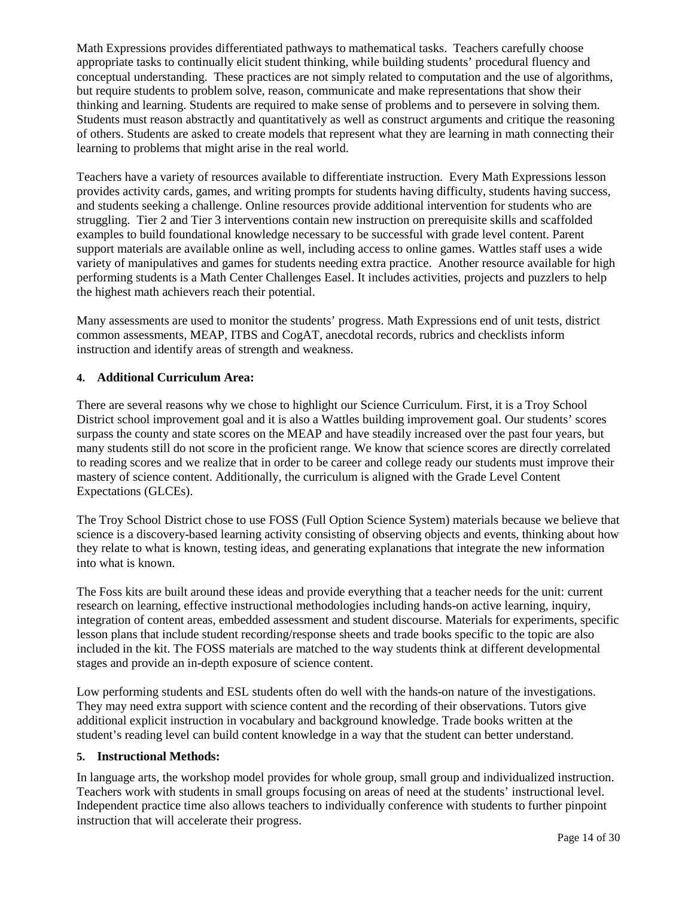Math Expressions provides differentiated pathways to mathematical tasks. Teachers carefully choose appropriate tasks to continually elicit student thinking, while building students' procedural fluency and conceptual understanding. These practices are not simply related to computation and the use of algorithms, but require students to problem solve, reason, communicate and make representations that show their thinking and learning. Students are required to make sense of problems and to persevere in solving them. Students must reason abstractly and quantitatively as well as construct arguments and critique the reasoning of others. Students are asked to create models that represent what they are learning in math connecting their learning to problems that might arise in the real world.

Teachers have a variety of resources available to differentiate instruction. Every Math Expressions lesson provides activity cards, games, and writing prompts for students having difficulty, students having success, and students seeking a challenge. Online resources provide additional intervention for students who are struggling. Tier 2 and Tier 3 interventions contain new instruction on prerequisite skills and scaffolded examples to build foundational knowledge necessary to be successful with grade level content. Parent support materials are available online as well, including access to online games. Wattles staff uses a wide variety of manipulatives and games for students needing extra practice. Another resource available for high performing students is a Math Center Challenges Easel. It includes activities, projects and puzzlers to help the highest math achievers reach their potential.

Many assessments are used to monitor the students' progress. Math Expressions end of unit tests, district common assessments, MEAP, ITBS and CogAT, anecdotal records, rubrics and checklists inform instruction and identify areas of strength and weakness.

#### 4. Additional Curriculum Area:

There are several reasons why we chose to highlight our Science Curriculum. First, it is a Troy School District school improvement goal and it is also a Wattles building improvement goal. Our students' scores surpass the county and state scores on the MEAP and have steadily increased over the past four years, but many students still do not score in the proficient range. We know that science scores are directly correlated to reading scores and we realize that in order to be career and college ready our students must improve their mastery of science content. Additionally, the curriculum is aligned with the Grade Level Content Expectations (GLCEs).

The Troy School District chose to use FOSS (Full Option Science System) materials because we believe that science is a discovery-based learning activity consisting of observing objects and events, thinking about how they relate to what is known, testing ideas, and generating explanations that integrate the new information into what is known.

The Foss kits are built around these ideas and provide everything that a teacher needs for the unit: current research on learning, effective instructional methodologies including hands-on active learning, inquiry, integration of content areas, embedded assessment and student discourse. Materials for experiments, specific lesson plans that include student recording/response sheets and trade books specific to the topic are also included in the kit. The FOSS materials are matched to the way students think at different developmental stages and provide an in-depth exposure of science content.

Low performing students and ESL students often do well with the hands-on nature of the investigations. They may need extra support with science content and the recording of their observations. Tutors give additional explicit instruction in vocabulary and background knowledge. Trade books written at the student's reading level can build content knowledge in a way that the student can better understand.

#### 5. Instructional Methods:

In language arts, the workshop model provides for whole group, small group and individualized instruction. Teachers work with students in small groups focusing on areas of need at the students' instructional level. Independent practice time also allows teachers to individually conference with students to further pinpoint instruction that will accelerate their progress.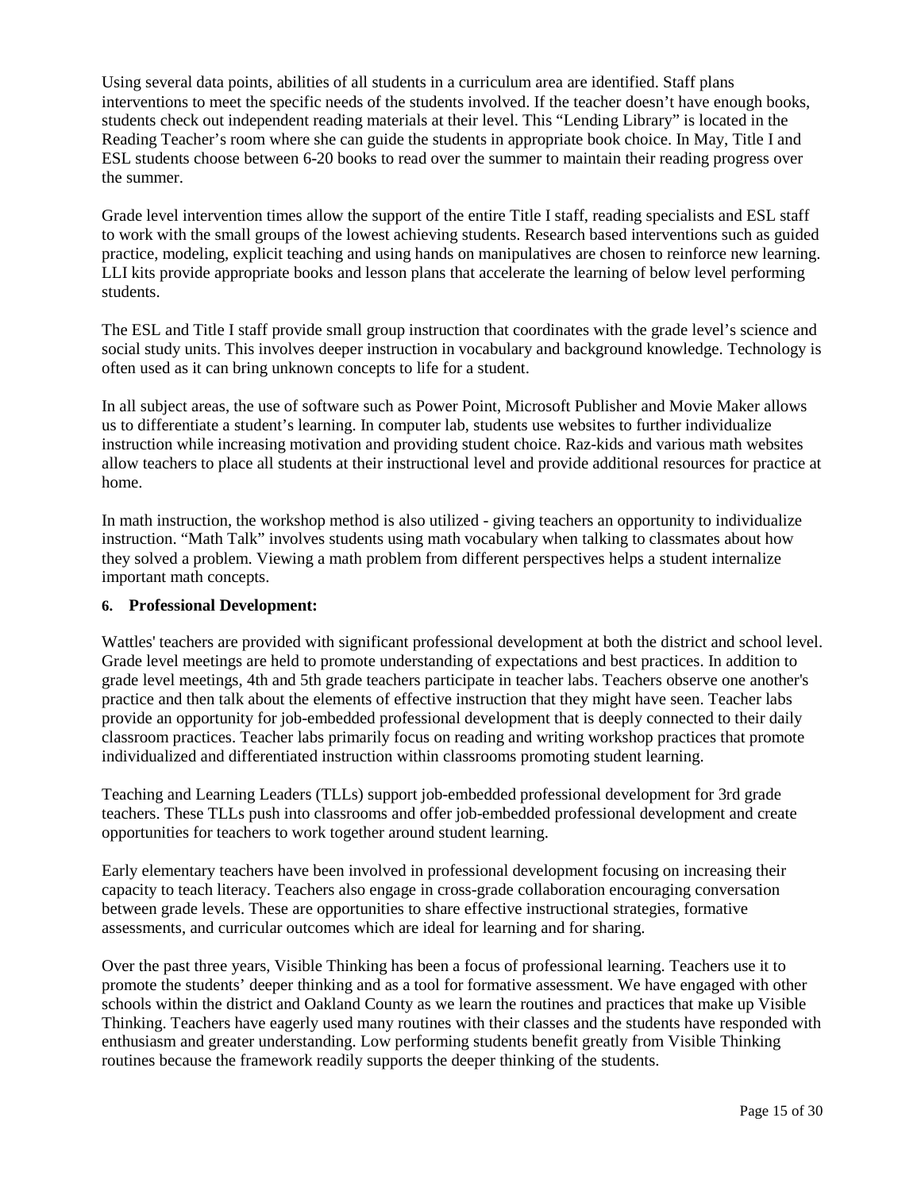Using several data points, abilities of all students in a curriculum area are identified. Staff plans interventions to meet the specific needs of the students involved. If the teacher doesn't have enough books, students check out independent reading materials at their level. This "Lending Library" is located in the Reading Teacher's room where she can guide the students in appropriate book choice. In May, Title I and ESL students choose between 6-20 books to read over the summer to maintain their reading progress over the summer.

Grade level intervention times allow the support of the entire Title I staff, reading specialists and ESL staff to work with the small groups of the lowest achieving students. Research based interventions such as guided practice, modeling, explicit teaching and using hands on manipulatives are chosen to reinforce new learning. LLI kits provide appropriate books and lesson plans that accelerate the learning of below level performing students.

The ESL and Title I staff provide small group instruction that coordinates with the grade level's science and social study units. This involves deeper instruction in vocabulary and background knowledge. Technology is often used as it can bring unknown concepts to life for a student.

In all subject areas, the use of software such as Power Point, Microsoft Publisher and Movie Maker allows us to differentiate a student's learning. In computer lab, students use websites to further individualize instruction while increasing motivation and providing student choice. Raz-kids and various math websites allow teachers to place all students at their instructional level and provide additional resources for practice at home.

In math instruction, the workshop method is also utilized - giving teachers an opportunity to individualize instruction. "Math Talk" involves students using math vocabulary when talking to classmates about how they solved a problem. Viewing a math problem from different perspectives helps a student internalize important math concepts.

**6. Professional Development:**

Wattles' teachers are provided with significant professional development at both the district and school level. Grade level meetings are held to promote understanding of expectations and best practices. In addition to grade level meetings, 4th and 5th grade teachers participate in teacher labs. Teachers observe one another's practice and then talk about the elements of effective instruction that they might have seen. Teacher labs provide an opportunity for job-embedded professional development that is deeply connected to their daily classroom practices. Teacher labs primarily focus on reading and writing workshop practices that promote individualized and differentiated instruction within classrooms promoting student learning.

Teaching and Learning Leaders (TLLs) support job-embedded professional development for 3rd grade teachers. These TLLs push into classrooms and offer job-embedded professional development and create opportunities for teachers to work together around student learning.

Early elementary teachers have been involved in professional development focusing on increasing their capacity to teach literacy. Teachers also engage in cross-grade collaboration encouraging conversation between grade levels. These are opportunities to share effective instructional strategies, formative assessments, and curricular outcomes which are ideal for learning and for sharing.

Over the past three years, Visible Thinking has been a focus of professional learning. Teachers use it to promote the students' deeper thinking and as a tool for formative assessment. We have engaged with other schools within the district and Oakland County as we learn the routines and practices that make up Visible Thinking. Teachers have eagerly used many routines with their classes and the students have responded with enthusiasm and greater understanding. Low performing students benefit greatly from Visible Thinking routines because the framework readily supports the deeper thinking of the students.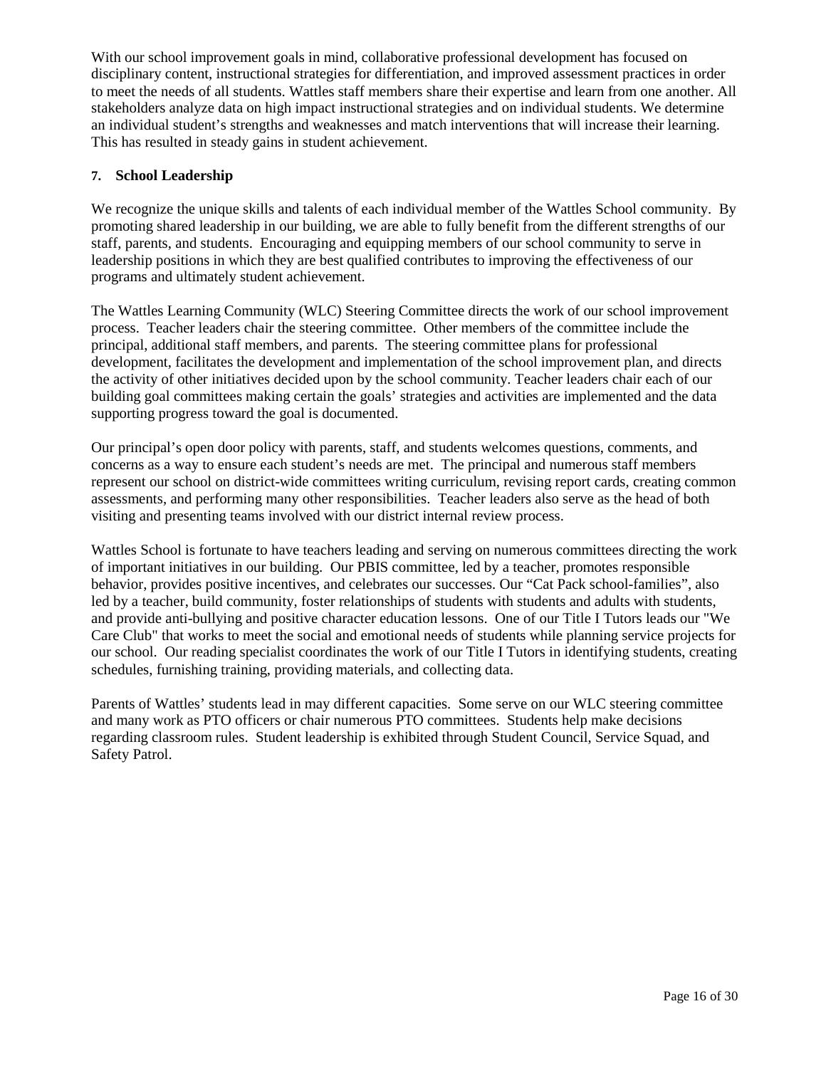With our school improvement goals in mind, collaborative professional development has focused on disciplinary content, instructional strategies for differentiation, and improved assessment practices in order to meet the needs of all students. Wattles staff members share their expertise and learn from one another. All stakeholders analyze data on high impact instructional strategies and on individual students. We determine an individual student's strengths and weaknesses and match interventions that will increase their learning. This has resulted in steady gains in student achievement.

### 7. School Leadership

We recognize the unique skills and talents of each individual member of the Wattles School community. By promoting shared leadership in our building, we are able to fully benefit from the different strengths of our staff, parents, and students. Encouraging and equipping members of our school community to serve in leadership positions in which they are best qualified contributes to improving the effectiveness of our programs and ultimately student achievement.

The Wattles Learning Community (WLC) Steering Committee directs the work of our school improvement process. Teacher leaders chair the steering committee. Other members of the committee include the principal, additional staff members, and parents. The steering committee plans for professional development, facilitates the development and implementation of the school improvement plan, and directs the activity of other initiatives decided upon by the school community. Teacher leaders chair each of our building goal committees making certain the goals' strategies and activities are implemented and the data supporting progress toward the goal is documented.

Our principal's open door policy with parents, staff, and students welcomes questions, comments, and concerns as a way to ensure each student's needs are met. The principal and numerous staff members represent our school on district-wide committees writing curriculum, revising report cards, creating common assessments, and performing many other responsibilities. Teacher leaders also serve as the head of both visiting and presenting teams involved with our district internal review process.

Wattles School is fortunate to have teachers leading and serving on numerous committees directing the work of important initiatives in our building. Our PBIS committee, led by a teacher, promotes responsible behavior, provides positive incentives, and celebrates our successes. Our "Cat Pack school-families", also led by a teacher, build community, foster relationships of students with students and adults with students, and provide anti-bullying and positive character education lessons. One of our Title I Tutors leads our "We Care Club" that works to meet the social and emotional needs of students while planning service projects for our school. Our reading specialist coordinates the work of our Title I Tutors in identifying students, creating schedules, furnishing training, providing materials, and collecting data.

Parents of Wattles' students lead in may different capacities. Some serve on our WLC steering committee and many work as PTO officers or chair numerous PTO committees. Students help make decisions regarding classroom rules. Student leadership is exhibited through Student Council, Service Squad, and Safety Patrol.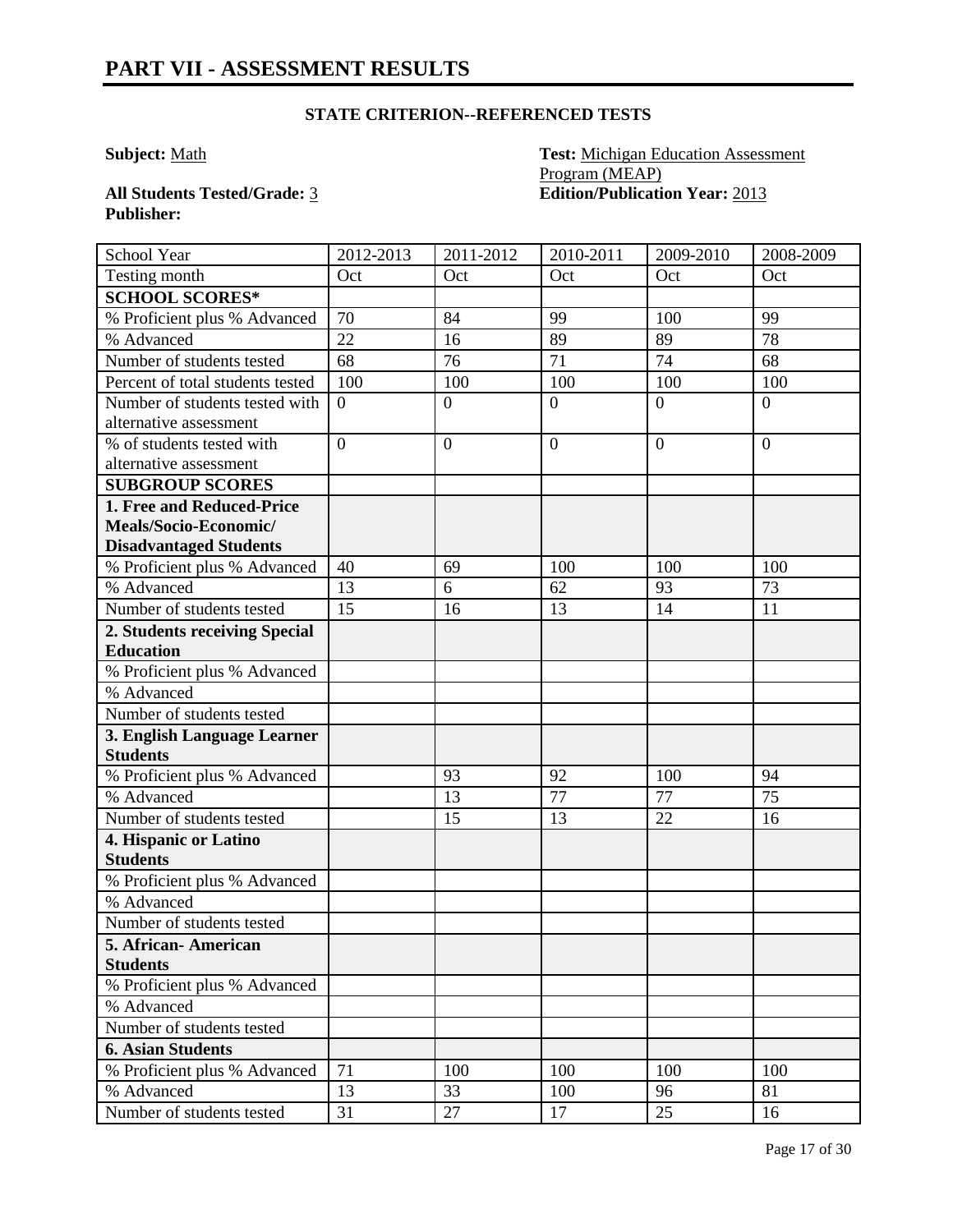# PART VII - ASSESSMENT RESULTS

**STATE CRITERION--REFERENCED TESTS**

**Subject:** Math

**Test:** Michigan Education Assessment Program (MEAP)

**All Students Tested/Grade:** 3

**Edition/Publication Year:** 2013

**Publisher:**

| School Year | 2012-2013 | 2011-2012 | 2010-2011 | 2009-2010 | 2008-2009 |
|---|---|---|---|---|---|
| Testing month | Oct | Oct | Oct | Oct | Oct |
| **SCHOOL SCORES*** | | | | | |
| % Proficient plus % Advanced | 70 | 84 | 99 | 100 | 99 |
| % Advanced | 22 | 16 | 89 | 89 | 78 |
| Number of students tested | 68 | 76 | 71 | 74 | 68 |
| Percent of total students tested | 100 | 100 | 100 | 100 | 100 |
| Number of students tested with alternative assessment | 0 | 0 | 0 | 0 | 0 |
| % of students tested with alternative assessment | 0 | 0 | 0 | 0 | 0 |
| **SUBGROUP SCORES** | | | | | |
| **1. Free and Reduced-Price Meals/Socio-Economic/ Disadvantaged Students** | | | | | |
| % Proficient plus % Advanced | 40 | 69 | 100 | 100 | 100 |
| % Advanced | 13 | 6 | 62 | 93 | 73 |
| Number of students tested | 15 | 16 | 13 | 14 | 11 |
| **2. Students receiving Special Education** | | | | | |
| % Proficient plus % Advanced | | | | | |
| % Advanced | | | | | |
| Number of students tested | | | | | |
| **3. English Language Learner Students** | | | | | |
| % Proficient plus % Advanced | | 93 | 92 | 100 | 94 |
| % Advanced | | 13 | 77 | 77 | 75 |
| Number of students tested | | 15 | 13 | 22 | 16 |
| **4. Hispanic or Latino Students** | | | | | |
| % Proficient plus % Advanced | | | | | |
| % Advanced | | | | | |
| Number of students tested | | | | | |
| **5. African- American Students** | | | | | |
| % Proficient plus % Advanced | | | | | |
| % Advanced | | | | | |
| Number of students tested | | | | | |
| **6. Asian Students** | | | | | |
| % Proficient plus % Advanced | 71 | 100 | 100 | 100 | 100 |
| % Advanced | 13 | 33 | 100 | 96 | 81 |
| Number of students tested | 31 | 27 | 17 | 25 | 16 |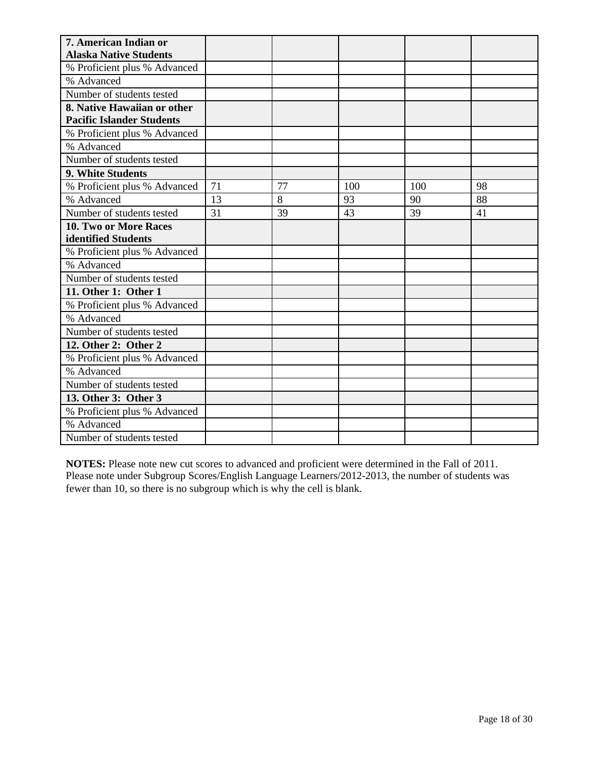| 7. American Indian or Alaska Native Students | | | | | |
|---|---|---|---|---|---|
| % Proficient plus % Advanced | | | | | |
| % Advanced | | | | | |
| Number of students tested | | | | | |
| **8. Native Hawaiian or other Pacific Islander Students** | | | | | |
| % Proficient plus % Advanced | | | | | |
| % Advanced | | | | | |
| Number of students tested | | | | | |
| **9. White Students** | | | | | |
| % Proficient plus % Advanced | 71 | 77 | 100 | 100 | 98 |
| % Advanced | 13 | 8 | 93 | 90 | 88 |
| Number of students tested | 31 | 39 | 43 | 39 | 41 |
| **10. Two or More Races identified Students** | | | | | |
| % Proficient plus % Advanced | | | | | |
| % Advanced | | | | | |
| Number of students tested | | | | | |
| **11. Other 1: Other 1** | | | | | |
| % Proficient plus % Advanced | | | | | |
| % Advanced | | | | | |
| Number of students tested | | | | | |
| **12. Other 2: Other 2** | | | | | |
| % Proficient plus % Advanced | | | | | |
| % Advanced | | | | | |
| Number of students tested | | | | | |
| **13. Other 3: Other 3** | | | | | |
| % Proficient plus % Advanced | | | | | |
| % Advanced | | | | | |
| Number of students tested | | | | | |

**NOTES:** Please note new cut scores to advanced and proficient were determined in the Fall of 2011. Please note under Subgroup Scores/English Language Learners/2012-2013, the number of students was fewer than 10, so there is no subgroup which is why the cell is blank.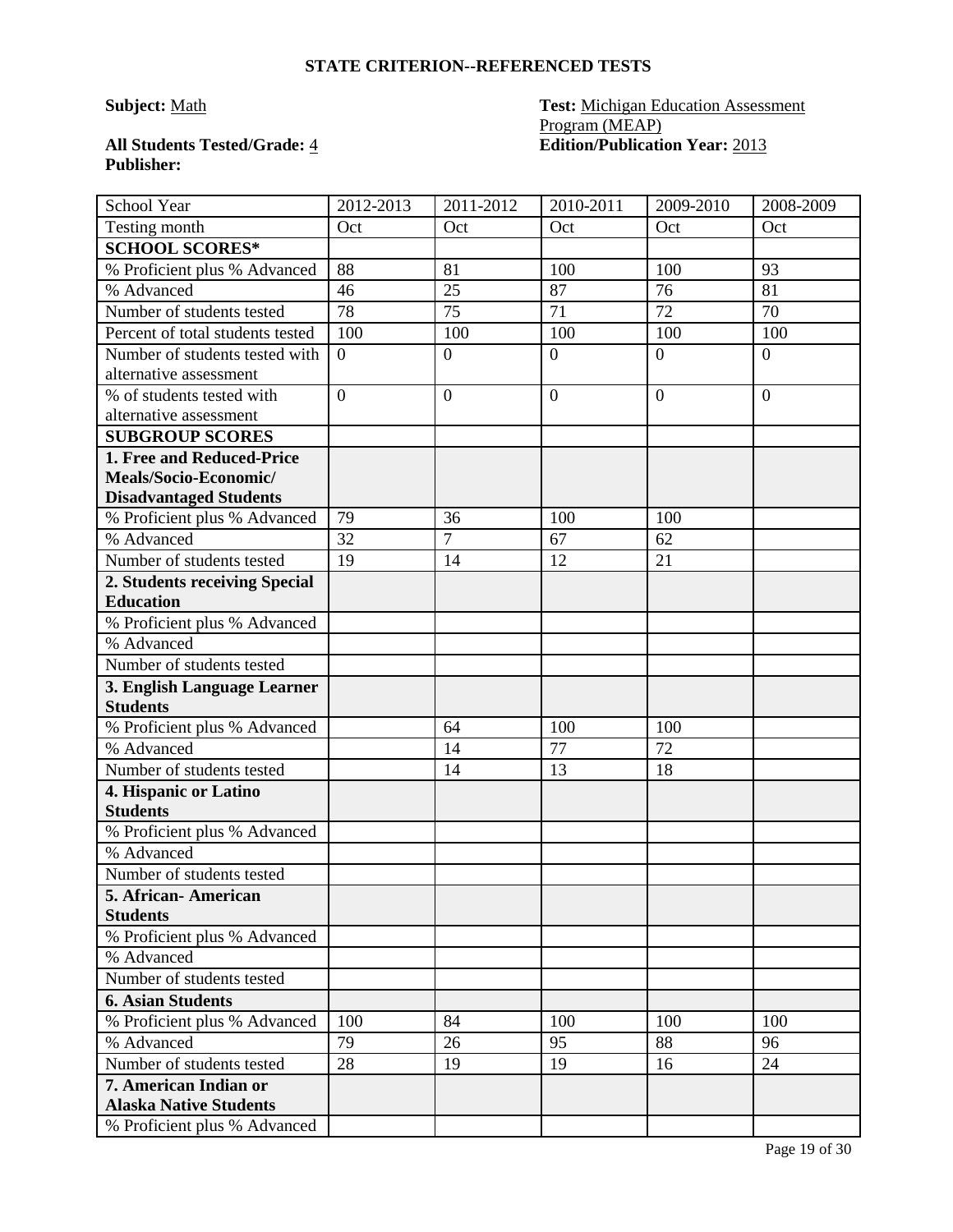## STATE CRITERION--REFERENCED TESTS

**Subject:** Math

**Test:** Michigan Education Assessment Program (MEAP)

**All Students Tested/Grade:** 4

**Edition/Publication Year:** 2013

**Publisher:**

| School Year | 2012-2013 | 2011-2012 | 2010-2011 | 2009-2010 | 2008-2009 |
|---|---|---|---|---|---|
| Testing month | Oct | Oct | Oct | Oct | Oct |
| **SCHOOL SCORES*** | | | | | |
| % Proficient plus % Advanced | 88 | 81 | 100 | 100 | 93 |
| % Advanced | 46 | 25 | 87 | 76 | 81 |
| Number of students tested | 78 | 75 | 71 | 72 | 70 |
| Percent of total students tested | 100 | 100 | 100 | 100 | 100 |
| Number of students tested with alternative assessment | 0 | 0 | 0 | 0 | 0 |
| % of students tested with alternative assessment | 0 | 0 | 0 | 0 | 0 |
| **SUBGROUP SCORES** | | | | | |
| **1. Free and Reduced-Price Meals/Socio-Economic/ Disadvantaged Students** | | | | | |
| % Proficient plus % Advanced | 79 | 36 | 100 | 100 | |
| % Advanced | 32 | 7 | 67 | 62 | |
| Number of students tested | 19 | 14 | 12 | 21 | |
| **2. Students receiving Special Education** | | | | | |
| % Proficient plus % Advanced | | | | | |
| % Advanced | | | | | |
| Number of students tested | | | | | |
| **3. English Language Learner Students** | | | | | |
| % Proficient plus % Advanced | | 64 | 100 | 100 | |
| % Advanced | | 14 | 77 | 72 | |
| Number of students tested | | 14 | 13 | 18 | |
| **4. Hispanic or Latino Students** | | | | | |
| % Proficient plus % Advanced | | | | | |
| % Advanced | | | | | |
| Number of students tested | | | | | |
| **5. African- American Students** | | | | | |
| % Proficient plus % Advanced | | | | | |
| % Advanced | | | | | |
| Number of students tested | | | | | |
| **6. Asian Students** | | | | | |
| % Proficient plus % Advanced | 100 | 84 | 100 | 100 | 100 |
| % Advanced | 79 | 26 | 95 | 88 | 96 |
| Number of students tested | 28 | 19 | 19 | 16 | 24 |
| **7. American Indian or Alaska Native Students** | | | | | |
| % Proficient plus % Advanced | | | | | |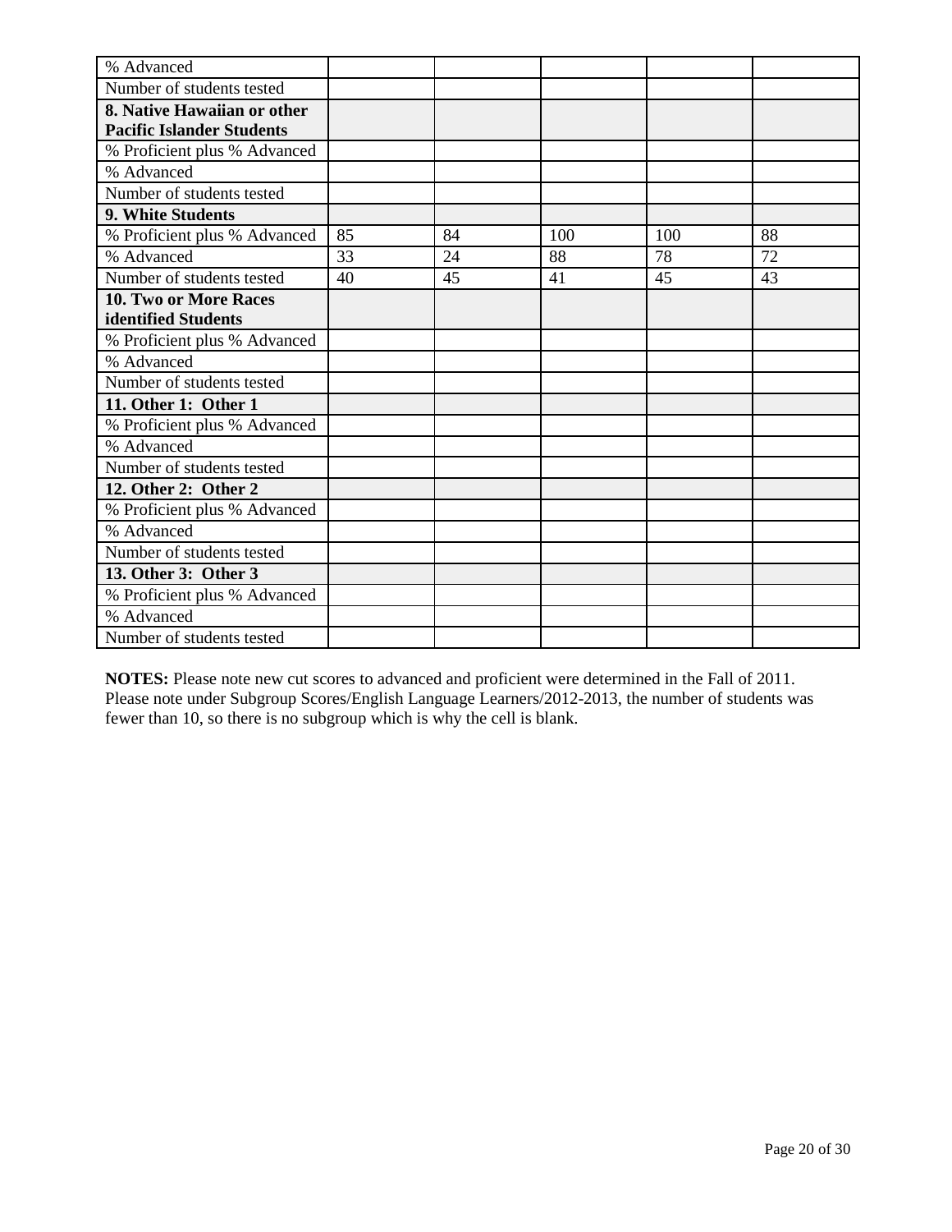| | | | | | |
|---|---|---|---|---|---|
| % Advanced | | | | | |
| Number of students tested | | | | | |
| **8. Native Hawaiian or other Pacific Islander Students** | | | | | |
| % Proficient plus % Advanced | | | | | |
| % Advanced | | | | | |
| Number of students tested | | | | | |
| **9. White Students** | | | | | |
| % Proficient plus % Advanced | 85 | 84 | 100 | 100 | 88 |
| % Advanced | 33 | 24 | 88 | 78 | 72 |
| Number of students tested | 40 | 45 | 41 | 45 | 43 |
| **10. Two or More Races identified Students** | | | | | |
| % Proficient plus % Advanced | | | | | |
| % Advanced | | | | | |
| Number of students tested | | | | | |
| **11. Other 1: Other 1** | | | | | |
| % Proficient plus % Advanced | | | | | |
| % Advanced | | | | | |
| Number of students tested | | | | | |
| **12. Other 2: Other 2** | | | | | |
| % Proficient plus % Advanced | | | | | |
| % Advanced | | | | | |
| Number of students tested | | | | | |
| **13. Other 3: Other 3** | | | | | |
| % Proficient plus % Advanced | | | | | |
| % Advanced | | | | | |
| Number of students tested | | | | | |

**NOTES:** Please note new cut scores to advanced and proficient were determined in the Fall of 2011. Please note under Subgroup Scores/English Language Learners/2012-2013, the number of students was fewer than 10, so there is no subgroup which is why the cell is blank.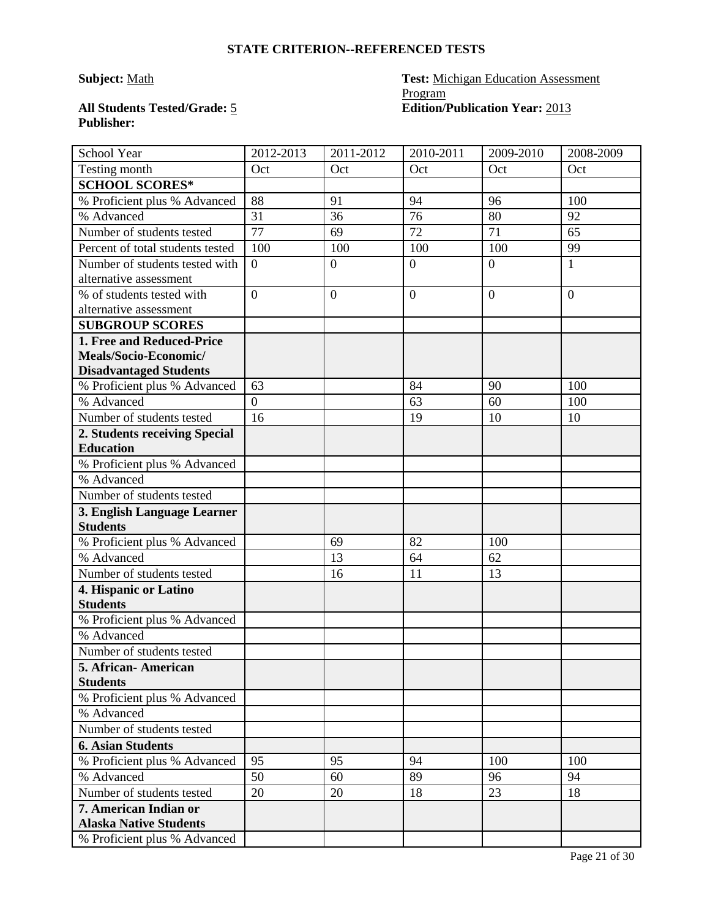## STATE CRITERION--REFERENCED TESTS

**Subject:** Math

**Test:** Michigan Education Assessment Program

**All Students Tested/Grade:** 5

**Edition/Publication Year:** 2013

**Publisher:**

| School Year | 2012-2013 | 2011-2012 | 2010-2011 | 2009-2010 | 2008-2009 |
|---|---|---|---|---|---|
| Testing month | Oct | Oct | Oct | Oct | Oct |
| **SCHOOL SCORES*** | | | | | |
| % Proficient plus % Advanced | 88 | 91 | 94 | 96 | 100 |
| % Advanced | 31 | 36 | 76 | 80 | 92 |
| Number of students tested | 77 | 69 | 72 | 71 | 65 |
| Percent of total students tested | 100 | 100 | 100 | 100 | 99 |
| Number of students tested with alternative assessment | 0 | 0 | 0 | 0 | 1 |
| % of students tested with alternative assessment | 0 | 0 | 0 | 0 | 0 |
| **SUBGROUP SCORES** | | | | | |
| **1. Free and Reduced-Price Meals/Socio-Economic/ Disadvantaged Students** | | | | | |
| % Proficient plus % Advanced | 63 | | 84 | 90 | 100 |
| % Advanced | 0 | | 63 | 60 | 100 |
| Number of students tested | 16 | | 19 | 10 | 10 |
| **2. Students receiving Special Education** | | | | | |
| % Proficient plus % Advanced | | | | | |
| % Advanced | | | | | |
| Number of students tested | | | | | |
| **3. English Language Learner Students** | | | | | |
| % Proficient plus % Advanced | | 69 | 82 | 100 | |
| % Advanced | | 13 | 64 | 62 | |
| Number of students tested | | 16 | 11 | 13 | |
| **4. Hispanic or Latino Students** | | | | | |
| % Proficient plus % Advanced | | | | | |
| % Advanced | | | | | |
| Number of students tested | | | | | |
| **5. African- American Students** | | | | | |
| % Proficient plus % Advanced | | | | | |
| % Advanced | | | | | |
| Number of students tested | | | | | |
| **6. Asian Students** | | | | | |
| % Proficient plus % Advanced | 95 | 95 | 94 | 100 | 100 |
| % Advanced | 50 | 60 | 89 | 96 | 94 |
| Number of students tested | 20 | 20 | 18 | 23 | 18 |
| **7. American Indian or Alaska Native Students** | | | | | |
| % Proficient plus % Advanced | | | | | |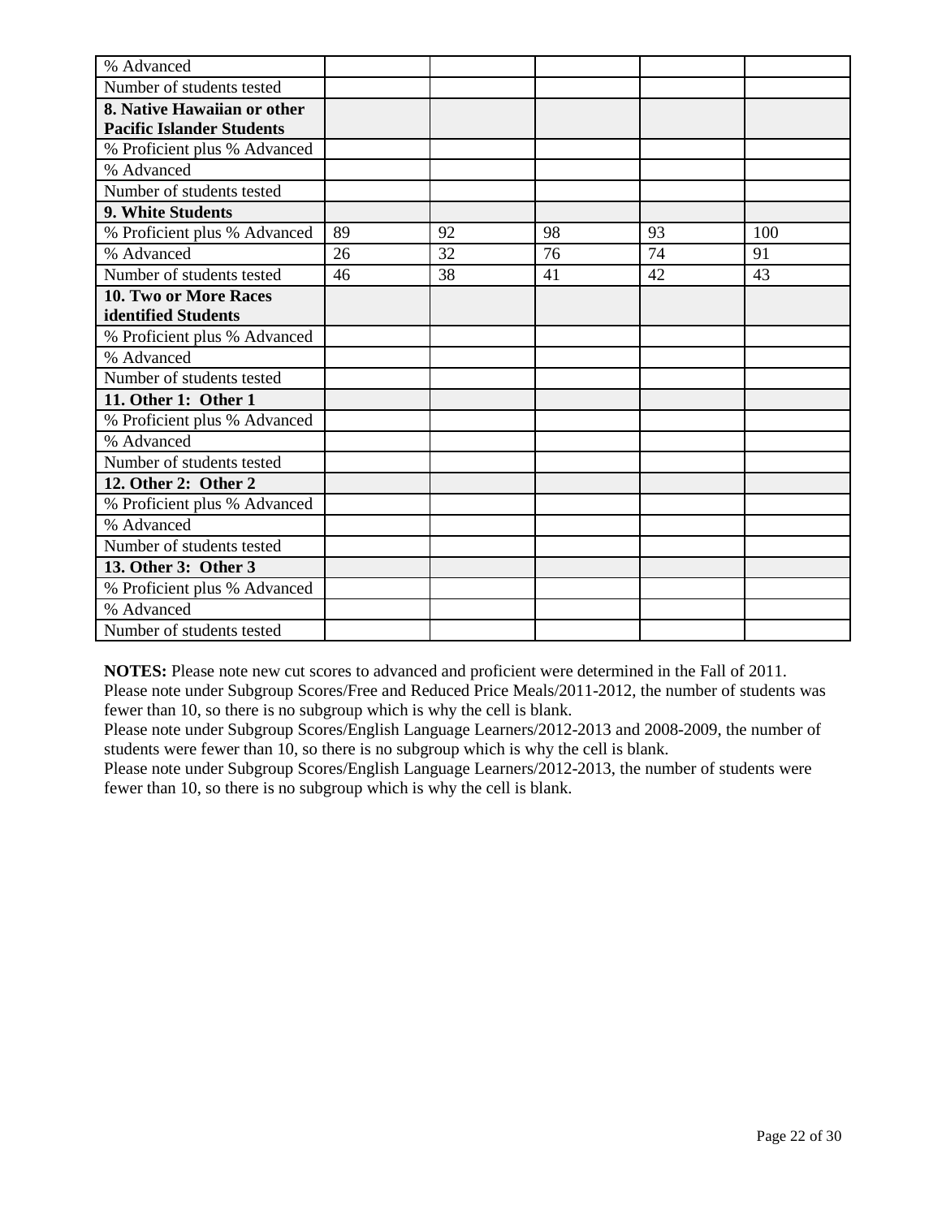| % Advanced | | | | | |
|---|---|---|---|---|---|
| Number of students tested | | | | | |
| **8. Native Hawaiian or other Pacific Islander Students** | | | | | |
| % Proficient plus % Advanced | | | | | |
| % Advanced | | | | | |
| Number of students tested | | | | | |
| **9. White Students** | | | | | |
| % Proficient plus % Advanced | 89 | 92 | 98 | 93 | 100 |
| % Advanced | 26 | 32 | 76 | 74 | 91 |
| Number of students tested | 46 | 38 | 41 | 42 | 43 |
| **10. Two or More Races identified Students** | | | | | |
| % Proficient plus % Advanced | | | | | |
| % Advanced | | | | | |
| Number of students tested | | | | | |
| **11. Other 1: Other 1** | | | | | |
| % Proficient plus % Advanced | | | | | |
| % Advanced | | | | | |
| Number of students tested | | | | | |
| **12. Other 2: Other 2** | | | | | |
| % Proficient plus % Advanced | | | | | |
| % Advanced | | | | | |
| Number of students tested | | | | | |
| **13. Other 3: Other 3** | | | | | |
| % Proficient plus % Advanced | | | | | |
| % Advanced | | | | | |
| Number of students tested | | | | | |

**NOTES:** Please note new cut scores to advanced and proficient were determined in the Fall of 2011.
Please note under Subgroup Scores/Free and Reduced Price Meals/2011-2012, the number of students was fewer than 10, so there is no subgroup which is why the cell is blank.
Please note under Subgroup Scores/English Language Learners/2012-2013 and 2008-2009, the number of students were fewer than 10, so there is no subgroup which is why the cell is blank.
Please note under Subgroup Scores/English Language Learners/2012-2013, the number of students were fewer than 10, so there is no subgroup which is why the cell is blank.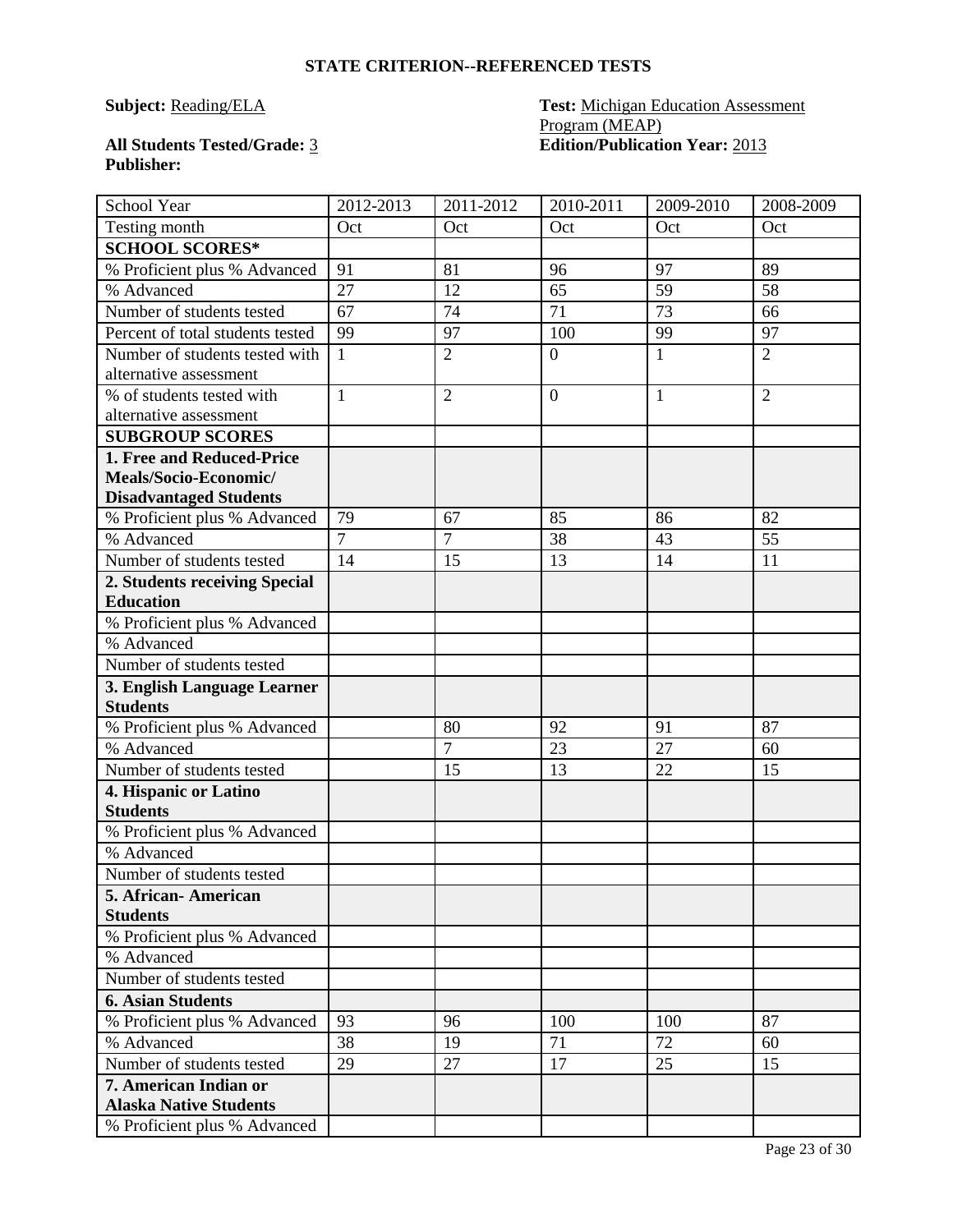## STATE CRITERION--REFERENCED TESTS

**Subject:** Reading/ELA

**Test:** Michigan Education Assessment Program (MEAP)

**All Students Tested/Grade:** 3

**Edition/Publication Year:** 2013

**Publisher:**

| School Year | 2012-2013 | 2011-2012 | 2010-2011 | 2009-2010 | 2008-2009 |
|---|---|---|---|---|---|
| Testing month | Oct | Oct | Oct | Oct | Oct |
| **SCHOOL SCORES*** | | | | | |
| % Proficient plus % Advanced | 91 | 81 | 96 | 97 | 89 |
| % Advanced | 27 | 12 | 65 | 59 | 58 |
| Number of students tested | 67 | 74 | 71 | 73 | 66 |
| Percent of total students tested | 99 | 97 | 100 | 99 | 97 |
| Number of students tested with alternative assessment | 1 | 2 | 0 | 1 | 2 |
| % of students tested with alternative assessment | 1 | 2 | 0 | 1 | 2 |
| **SUBGROUP SCORES** | | | | | |
| **1. Free and Reduced-Price Meals/Socio-Economic/ Disadvantaged Students** | | | | | |
| % Proficient plus % Advanced | 79 | 67 | 85 | 86 | 82 |
| % Advanced | 7 | 7 | 38 | 43 | 55 |
| Number of students tested | 14 | 15 | 13 | 14 | 11 |
| **2. Students receiving Special Education** | | | | | |
| % Proficient plus % Advanced | | | | | |
| % Advanced | | | | | |
| Number of students tested | | | | | |
| **3. English Language Learner Students** | | | | | |
| % Proficient plus % Advanced | | 80 | 92 | 91 | 87 |
| % Advanced | | 7 | 23 | 27 | 60 |
| Number of students tested | | 15 | 13 | 22 | 15 |
| **4. Hispanic or Latino Students** | | | | | |
| % Proficient plus % Advanced | | | | | |
| % Advanced | | | | | |
| Number of students tested | | | | | |
| **5. African- American Students** | | | | | |
| % Proficient plus % Advanced | | | | | |
| % Advanced | | | | | |
| Number of students tested | | | | | |
| **6. Asian Students** | | | | | |
| % Proficient plus % Advanced | 93 | 96 | 100 | 100 | 87 |
| % Advanced | 38 | 19 | 71 | 72 | 60 |
| Number of students tested | 29 | 27 | 17 | 25 | 15 |
| **7. American Indian or Alaska Native Students** | | | | | |
| % Proficient plus % Advanced | | | | | |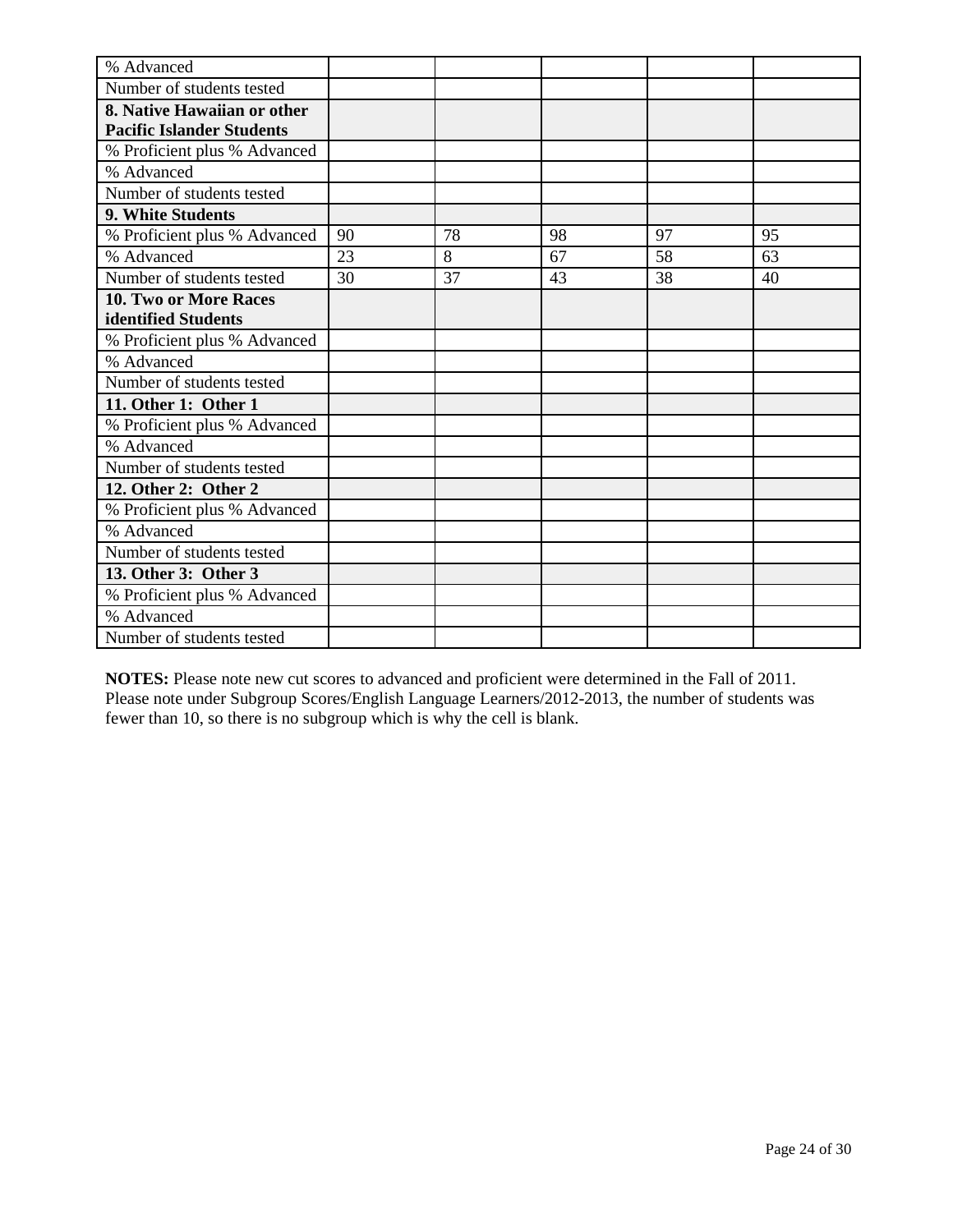| | | | | | |
|---|---|---|---|---|---|
| % Advanced | | | | | |
| Number of students tested | | | | | |
| **8. Native Hawaiian or other Pacific Islander Students** | | | | | |
| % Proficient plus % Advanced | | | | | |
| % Advanced | | | | | |
| Number of students tested | | | | | |
| **9. White Students** | | | | | |
| % Proficient plus % Advanced | 90 | 78 | 98 | 97 | 95 |
| % Advanced | 23 | 8 | 67 | 58 | 63 |
| Number of students tested | 30 | 37 | 43 | 38 | 40 |
| **10. Two or More Races identified Students** | | | | | |
| % Proficient plus % Advanced | | | | | |
| % Advanced | | | | | |
| Number of students tested | | | | | |
| **11. Other 1: Other 1** | | | | | |
| % Proficient plus % Advanced | | | | | |
| % Advanced | | | | | |
| Number of students tested | | | | | |
| **12. Other 2: Other 2** | | | | | |
| % Proficient plus % Advanced | | | | | |
| % Advanced | | | | | |
| Number of students tested | | | | | |
| **13. Other 3: Other 3** | | | | | |
| % Proficient plus % Advanced | | | | | |
| % Advanced | | | | | |
| Number of students tested | | | | | |

**NOTES:** Please note new cut scores to advanced and proficient were determined in the Fall of 2011. Please note under Subgroup Scores/English Language Learners/2012-2013, the number of students was fewer than 10, so there is no subgroup which is why the cell is blank.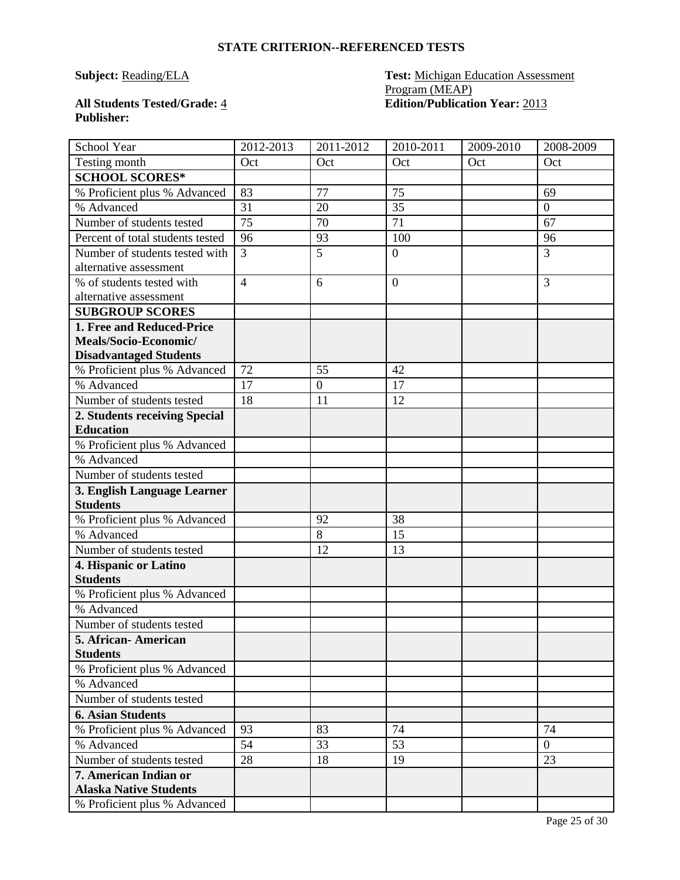**STATE CRITERION--REFERENCED TESTS**

**Subject:** Reading/ELA

**Test:** Michigan Education Assessment Program (MEAP)

**All Students Tested/Grade:** 4

**Edition/Publication Year:** 2013

**Publisher:**

| School Year | 2012-2013 | 2011-2012 | 2010-2011 | 2009-2010 | 2008-2009 |
|---|---|---|---|---|---|
| Testing month | Oct | Oct | Oct | Oct | Oct |
| **SCHOOL SCORES*** | | | | | |
| % Proficient plus % Advanced | 83 | 77 | 75 | | 69 |
| % Advanced | 31 | 20 | 35 | | 0 |
| Number of students tested | 75 | 70 | 71 | | 67 |
| Percent of total students tested | 96 | 93 | 100 | | 96 |
| Number of students tested with alternative assessment | 3 | 5 | 0 | | 3 |
| % of students tested with alternative assessment | 4 | 6 | 0 | | 3 |
| **SUBGROUP SCORES** | | | | | |
| **1. Free and Reduced-Price Meals/Socio-Economic/ Disadvantaged Students** | | | | | |
| % Proficient plus % Advanced | 72 | 55 | 42 | | |
| % Advanced | 17 | 0 | 17 | | |
| Number of students tested | 18 | 11 | 12 | | |
| **2. Students receiving Special Education** | | | | | |
| % Proficient plus % Advanced | | | | | |
| % Advanced | | | | | |
| Number of students tested | | | | | |
| **3. English Language Learner Students** | | | | | |
| % Proficient plus % Advanced | | 92 | 38 | | |
| % Advanced | | 8 | 15 | | |
| Number of students tested | | 12 | 13 | | |
| **4. Hispanic or Latino Students** | | | | | |
| % Proficient plus % Advanced | | | | | |
| % Advanced | | | | | |
| Number of students tested | | | | | |
| **5. African- American Students** | | | | | |
| % Proficient plus % Advanced | | | | | |
| % Advanced | | | | | |
| Number of students tested | | | | | |
| **6. Asian Students** | | | | | |
| % Proficient plus % Advanced | 93 | 83 | 74 | | 74 |
| % Advanced | 54 | 33 | 53 | | 0 |
| Number of students tested | 28 | 18 | 19 | | 23 |
| **7. American Indian or Alaska Native Students** | | | | | |
| % Proficient plus % Advanced | | | | | |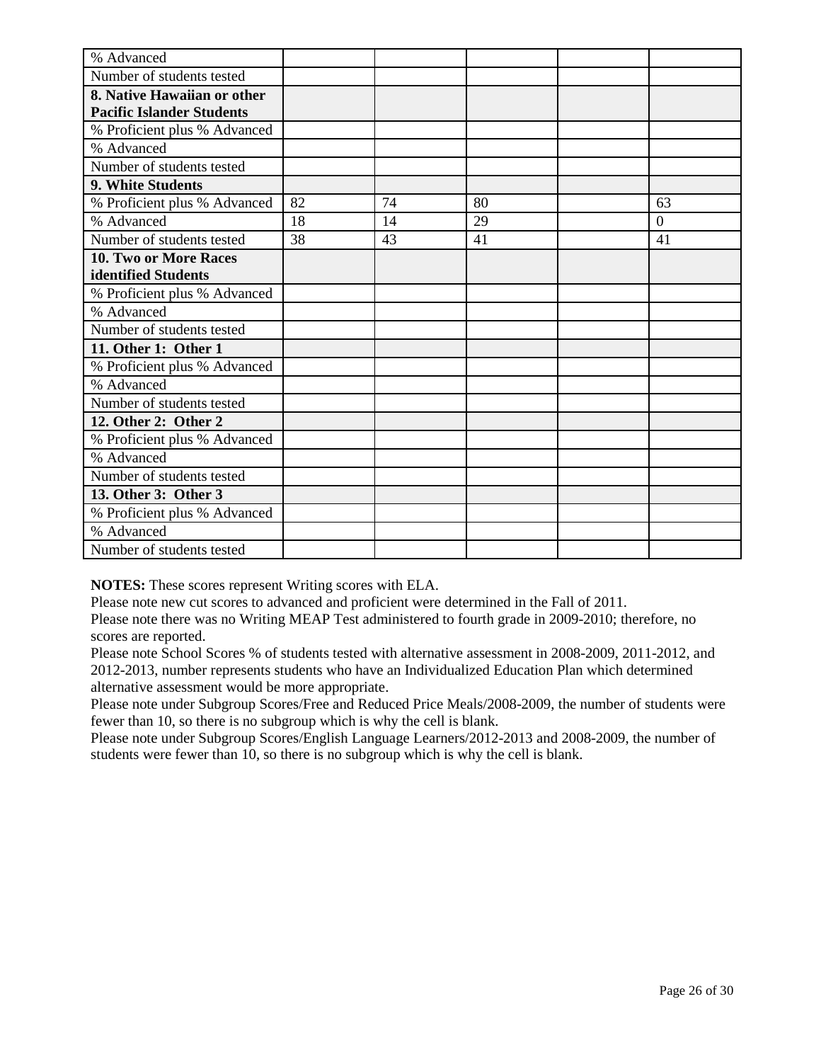| | | | | | |
|---|---|---|---|---|---|
| % Advanced | | | | | |
| Number of students tested | | | | | |
| **8. Native Hawaiian or other Pacific Islander Students** | | | | | |
| % Proficient plus % Advanced | | | | | |
| % Advanced | | | | | |
| Number of students tested | | | | | |
| **9. White Students** | | | | | |
| % Proficient plus % Advanced | 82 | 74 | 80 | | 63 |
| % Advanced | 18 | 14 | 29 | | 0 |
| Number of students tested | 38 | 43 | 41 | | 41 |
| **10. Two or More Races identified Students** | | | | | |
| % Proficient plus % Advanced | | | | | |
| % Advanced | | | | | |
| Number of students tested | | | | | |
| **11. Other 1: Other 1** | | | | | |
| % Proficient plus % Advanced | | | | | |
| % Advanced | | | | | |
| Number of students tested | | | | | |
| **12. Other 2: Other 2** | | | | | |
| % Proficient plus % Advanced | | | | | |
| % Advanced | | | | | |
| Number of students tested | | | | | |
| **13. Other 3: Other 3** | | | | | |
| % Proficient plus % Advanced | | | | | |
| % Advanced | | | | | |
| Number of students tested | | | | | |

**NOTES:** These scores represent Writing scores with ELA.
Please note new cut scores to advanced and proficient were determined in the Fall of 2011.
Please note there was no Writing MEAP Test administered to fourth grade in 2009-2010; therefore, no scores are reported.
Please note School Scores % of students tested with alternative assessment in 2008-2009, 2011-2012, and 2012-2013, number represents students who have an Individualized Education Plan which determined alternative assessment would be more appropriate.
Please note under Subgroup Scores/Free and Reduced Price Meals/2008-2009, the number of students were fewer than 10, so there is no subgroup which is why the cell is blank.
Please note under Subgroup Scores/English Language Learners/2012-2013 and 2008-2009, the number of students were fewer than 10, so there is no subgroup which is why the cell is blank.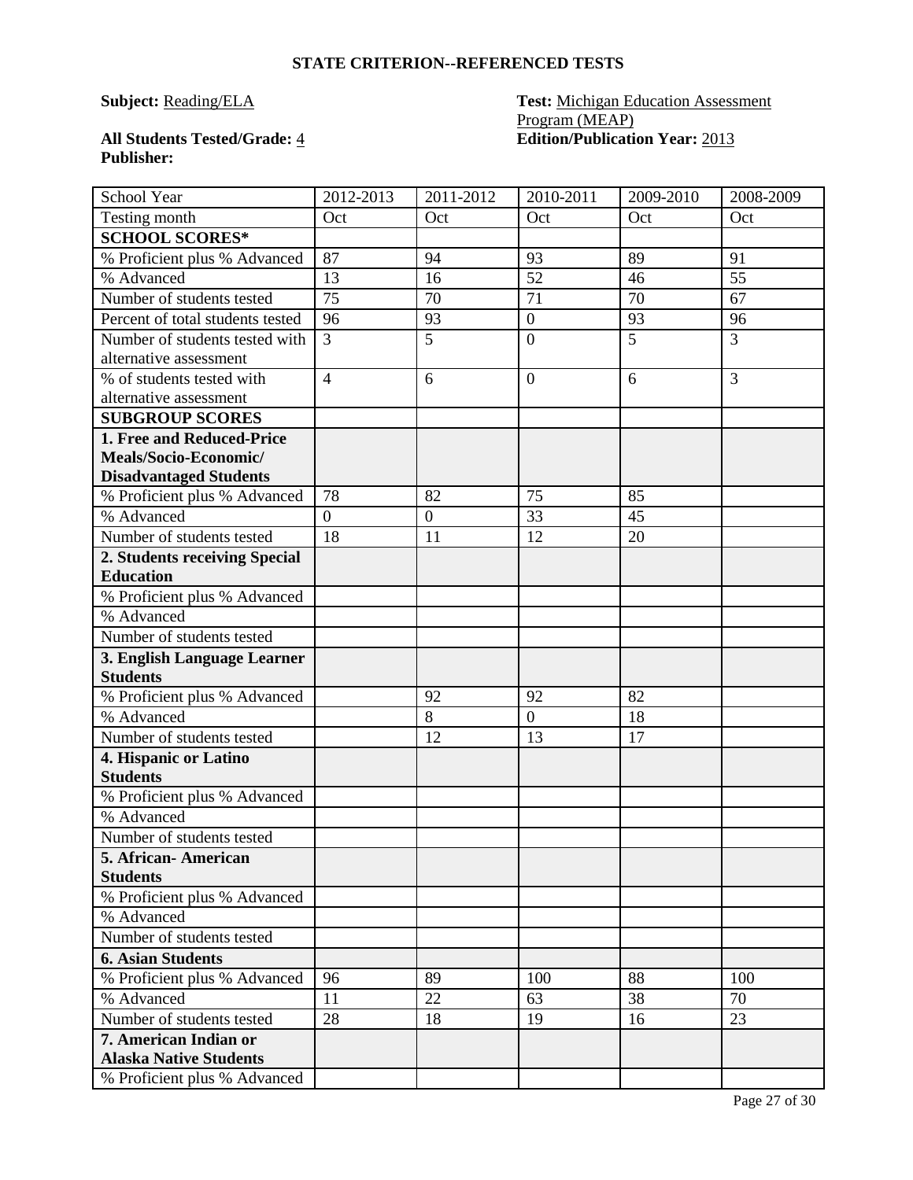### STATE CRITERION--REFERENCED TESTS

**Subject:** Reading/ELA

**Test:** Michigan Education Assessment Program (MEAP)

**All Students Tested/Grade:** 4

**Edition/Publication Year:** 2013

**Publisher:**

| School Year | 2012-2013 | 2011-2012 | 2010-2011 | 2009-2010 | 2008-2009 |
|---|---|---|---|---|---|
| Testing month | Oct | Oct | Oct | Oct | Oct |
| **SCHOOL SCORES*** | | | | | |
| % Proficient plus % Advanced | 87 | 94 | 93 | 89 | 91 |
| % Advanced | 13 | 16 | 52 | 46 | 55 |
| Number of students tested | 75 | 70 | 71 | 70 | 67 |
| Percent of total students tested | 96 | 93 | 0 | 93 | 96 |
| Number of students tested with alternative assessment | 3 | 5 | 0 | 5 | 3 |
| % of students tested with alternative assessment | 4 | 6 | 0 | 6 | 3 |
| **SUBGROUP SCORES** | | | | | |
| **1. Free and Reduced-Price Meals/Socio-Economic/ Disadvantaged Students** | | | | | |
| % Proficient plus % Advanced | 78 | 82 | 75 | 85 | |
| % Advanced | 0 | 0 | 33 | 45 | |
| Number of students tested | 18 | 11 | 12 | 20 | |
| **2. Students receiving Special Education** | | | | | |
| % Proficient plus % Advanced | | | | | |
| % Advanced | | | | | |
| Number of students tested | | | | | |
| **3. English Language Learner Students** | | | | | |
| % Proficient plus % Advanced | | 92 | 92 | 82 | |
| % Advanced | | 8 | 0 | 18 | |
| Number of students tested | | 12 | 13 | 17 | |
| **4. Hispanic or Latino Students** | | | | | |
| % Proficient plus % Advanced | | | | | |
| % Advanced | | | | | |
| Number of students tested | | | | | |
| **5. African- American Students** | | | | | |
| % Proficient plus % Advanced | | | | | |
| % Advanced | | | | | |
| Number of students tested | | | | | |
| **6. Asian Students** | | | | | |
| % Proficient plus % Advanced | 96 | 89 | 100 | 88 | 100 |
| % Advanced | 11 | 22 | 63 | 38 | 70 |
| Number of students tested | 28 | 18 | 19 | 16 | 23 |
| **7. American Indian or Alaska Native Students** | | | | | |
| % Proficient plus % Advanced | | | | | |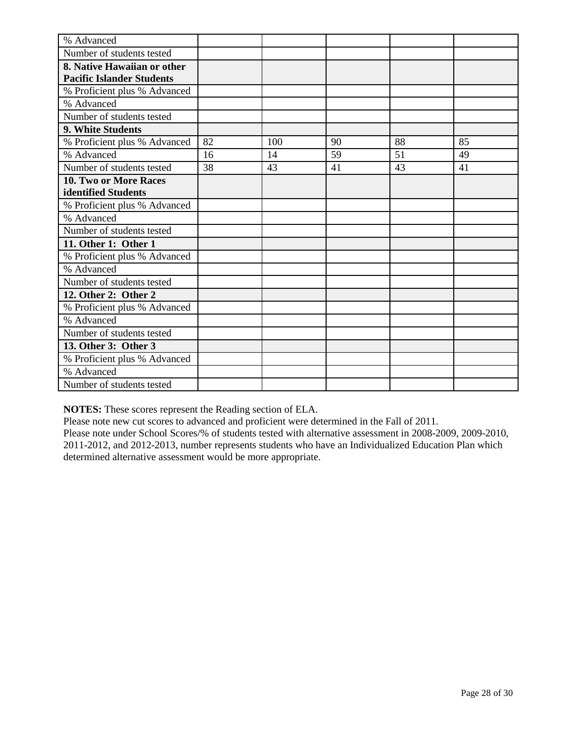| | | | | | |
|---|---|---|---|---|---|
| % Advanced | | | | | |
| Number of students tested | | | | | |
| **8. Native Hawaiian or other Pacific Islander Students** | | | | | |
| % Proficient plus % Advanced | | | | | |
| % Advanced | | | | | |
| Number of students tested | | | | | |
| **9. White Students** | | | | | |
| % Proficient plus % Advanced | 82 | 100 | 90 | 88 | 85 |
| % Advanced | 16 | 14 | 59 | 51 | 49 |
| Number of students tested | 38 | 43 | 41 | 43 | 41 |
| **10. Two or More Races identified Students** | | | | | |
| % Proficient plus % Advanced | | | | | |
| % Advanced | | | | | |
| Number of students tested | | | | | |
| **11. Other 1: Other 1** | | | | | |
| % Proficient plus % Advanced | | | | | |
| % Advanced | | | | | |
| Number of students tested | | | | | |
| **12. Other 2: Other 2** | | | | | |
| % Proficient plus % Advanced | | | | | |
| % Advanced | | | | | |
| Number of students tested | | | | | |
| **13. Other 3: Other 3** | | | | | |
| % Proficient plus % Advanced | | | | | |
| % Advanced | | | | | |
| Number of students tested | | | | | |

**NOTES:** These scores represent the Reading section of ELA.
Please note new cut scores to advanced and proficient were determined in the Fall of 2011.
Please note under School Scores/% of students tested with alternative assessment in 2008-2009, 2009-2010, 2011-2012, and 2012-2013, number represents students who have an Individualized Education Plan which determined alternative assessment would be more appropriate.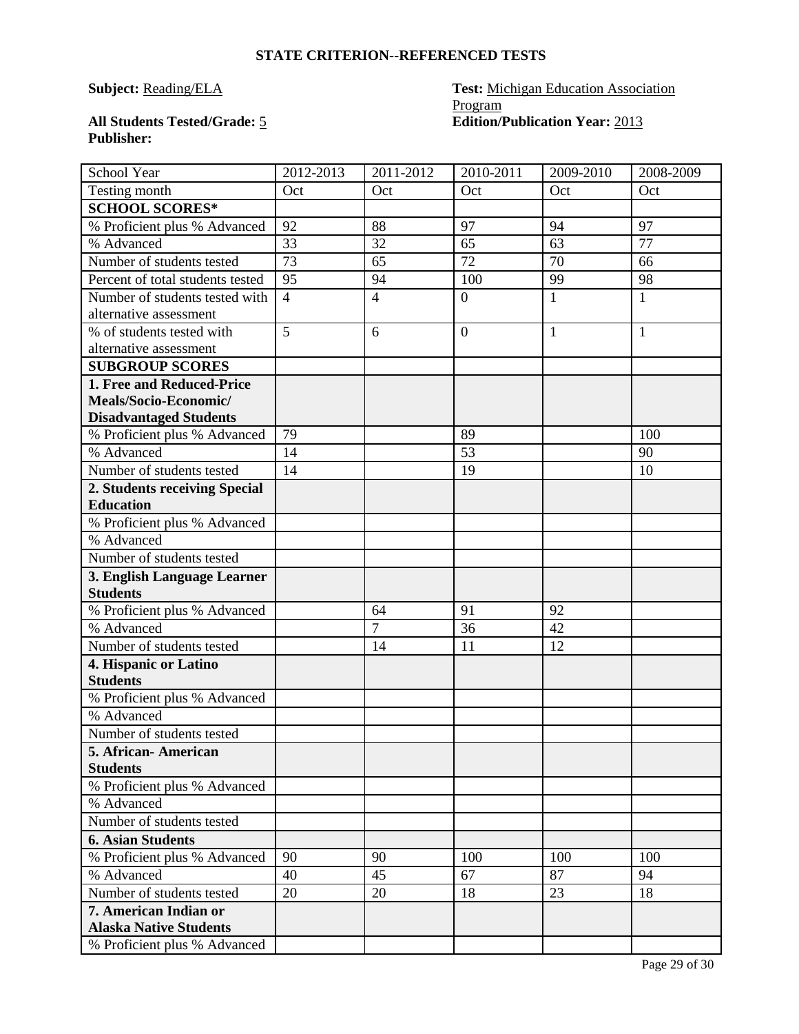**STATE CRITERION--REFERENCED TESTS**

**Subject:** Reading/ELA

**Test:** Michigan Education Association Program

**All Students Tested/Grade:** 5

**Edition/Publication Year:** 2013

**Publisher:**

| School Year | 2012-2013 | 2011-2012 | 2010-2011 | 2009-2010 | 2008-2009 |
|---|---|---|---|---|---|
| Testing month | Oct | Oct | Oct | Oct | Oct |
| **SCHOOL SCORES*** | | | | | |
| % Proficient plus % Advanced | 92 | 88 | 97 | 94 | 97 |
| % Advanced | 33 | 32 | 65 | 63 | 77 |
| Number of students tested | 73 | 65 | 72 | 70 | 66 |
| Percent of total students tested | 95 | 94 | 100 | 99 | 98 |
| Number of students tested with alternative assessment | 4 | 4 | 0 | 1 | 1 |
| % of students tested with alternative assessment | 5 | 6 | 0 | 1 | 1 |
| **SUBGROUP SCORES** | | | | | |
| **1. Free and Reduced-Price Meals/Socio-Economic/ Disadvantaged Students** | | | | | |
| % Proficient plus % Advanced | 79 | | 89 | | 100 |
| % Advanced | 14 | | 53 | | 90 |
| Number of students tested | 14 | | 19 | | 10 |
| **2. Students receiving Special Education** | | | | | |
| % Proficient plus % Advanced | | | | | |
| % Advanced | | | | | |
| Number of students tested | | | | | |
| **3. English Language Learner Students** | | | | | |
| % Proficient plus % Advanced | | 64 | 91 | 92 | |
| % Advanced | | 7 | 36 | 42 | |
| Number of students tested | | 14 | 11 | 12 | |
| **4. Hispanic or Latino Students** | | | | | |
| % Proficient plus % Advanced | | | | | |
| % Advanced | | | | | |
| Number of students tested | | | | | |
| **5. African- American Students** | | | | | |
| % Proficient plus % Advanced | | | | | |
| % Advanced | | | | | |
| Number of students tested | | | | | |
| **6. Asian Students** | | | | | |
| % Proficient plus % Advanced | 90 | 90 | 100 | 100 | 100 |
| % Advanced | 40 | 45 | 67 | 87 | 94 |
| Number of students tested | 20 | 20 | 18 | 23 | 18 |
| **7. American Indian or Alaska Native Students** | | | | | |
| % Proficient plus % Advanced | | | | | |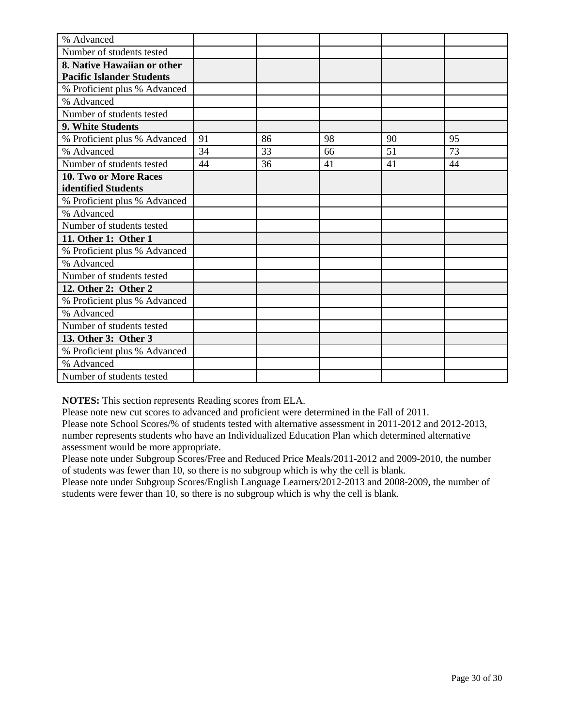| | | | | | |
|---|---|---|---|---|---|
| % Advanced | | | | | |
| Number of students tested | | | | | |
| **8. Native Hawaiian or other Pacific Islander Students** | | | | | |
| % Proficient plus % Advanced | | | | | |
| % Advanced | | | | | |
| Number of students tested | | | | | |
| **9. White Students** | | | | | |
| % Proficient plus % Advanced | 91 | 86 | 98 | 90 | 95 |
| % Advanced | 34 | 33 | 66 | 51 | 73 |
| Number of students tested | 44 | 36 | 41 | 41 | 44 |
| **10. Two or More Races identified Students** | | | | | |
| % Proficient plus % Advanced | | | | | |
| % Advanced | | | | | |
| Number of students tested | | | | | |
| **11. Other 1: Other 1** | | | | | |
| % Proficient plus % Advanced | | | | | |
| % Advanced | | | | | |
| Number of students tested | | | | | |
| **12. Other 2: Other 2** | | | | | |
| % Proficient plus % Advanced | | | | | |
| % Advanced | | | | | |
| Number of students tested | | | | | |
| **13. Other 3: Other 3** | | | | | |
| % Proficient plus % Advanced | | | | | |
| % Advanced | | | | | |
| Number of students tested | | | | | |

**NOTES:** This section represents Reading scores from ELA.
Please note new cut scores to advanced and proficient were determined in the Fall of 2011.
Please note School Scores/% of students tested with alternative assessment in 2011-2012 and 2012-2013, number represents students who have an Individualized Education Plan which determined alternative assessment would be more appropriate.
Please note under Subgroup Scores/Free and Reduced Price Meals/2011-2012 and 2009-2010, the number of students was fewer than 10, so there is no subgroup which is why the cell is blank.
Please note under Subgroup Scores/English Language Learners/2012-2013 and 2008-2009, the number of students were fewer than 10, so there is no subgroup which is why the cell is blank.